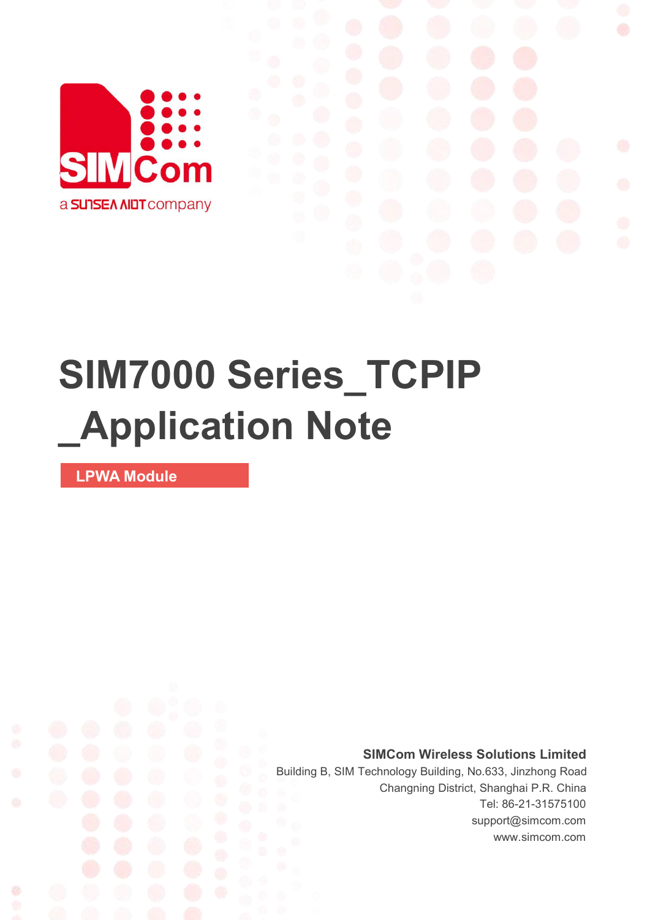# SIM7000 Series_TCPIP _Application Note

**LPWA Module**

**SIMCom Wireless Solutions Limited**

Building B, SIM Technology Building, No.633, Jinzhong Road
Changning District, Shanghai P.R. China
Tel: 86-21-31575100
support@simcom.com
www.simcom.com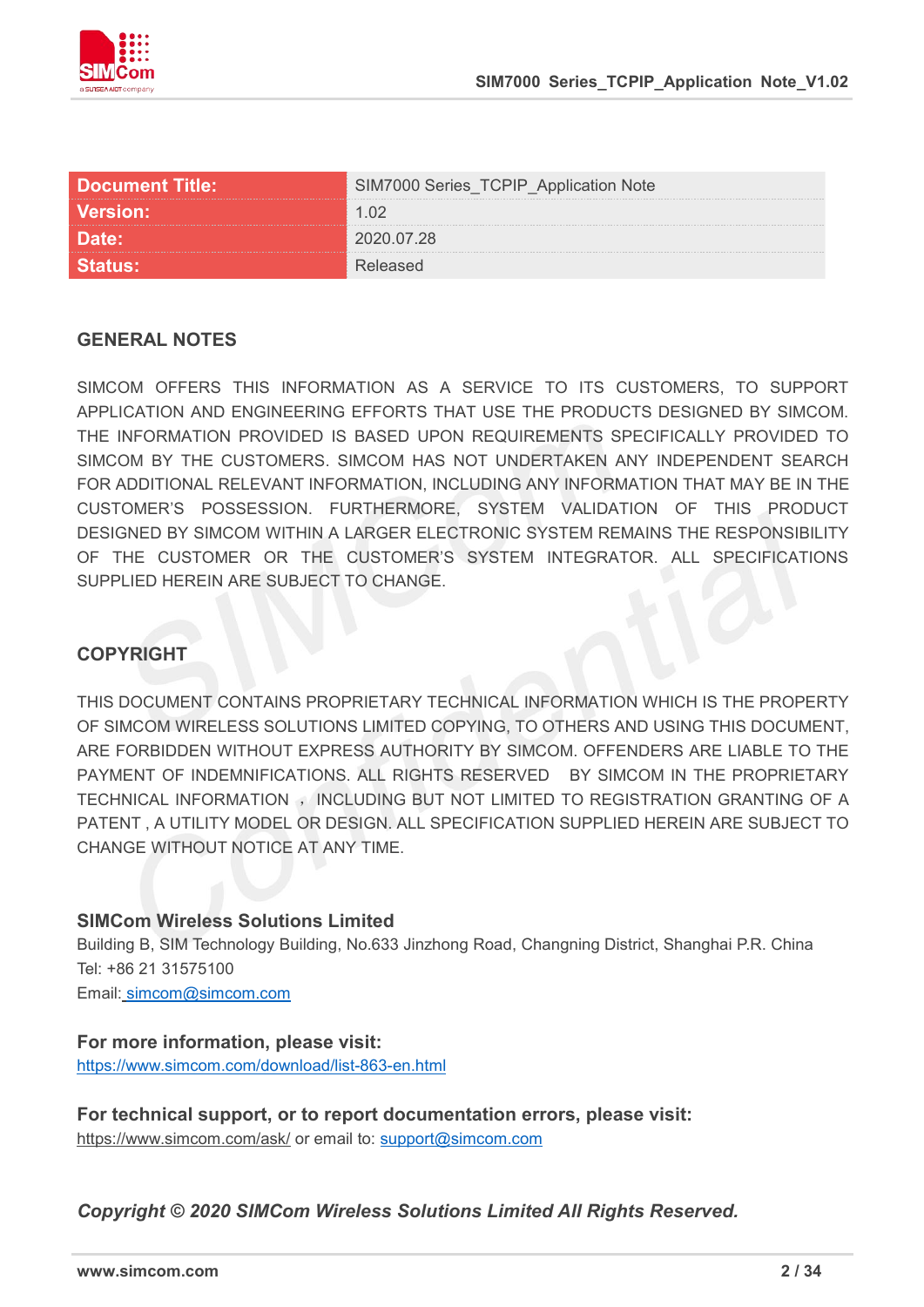| Document Title: | SIM7000 Series_TCPIP_Application Note |
|---|---|
| Version: | 1.02 |
| Date: | 2020.07.28 |
| Status: | Released |

## GENERAL NOTES

SIMCOM OFFERS THIS INFORMATION AS A SERVICE TO ITS CUSTOMERS, TO SUPPORT APPLICATION AND ENGINEERING EFFORTS THAT USE THE PRODUCTS DESIGNED BY SIMCOM. THE INFORMATION PROVIDED IS BASED UPON REQUIREMENTS SPECIFICALLY PROVIDED TO SIMCOM BY THE CUSTOMERS. SIMCOM HAS NOT UNDERTAKEN ANY INDEPENDENT SEARCH FOR ADDITIONAL RELEVANT INFORMATION, INCLUDING ANY INFORMATION THAT MAY BE IN THE CUSTOMER'S POSSESSION. FURTHERMORE, SYSTEM VALIDATION OF THIS PRODUCT DESIGNED BY SIMCOM WITHIN A LARGER ELECTRONIC SYSTEM REMAINS THE RESPONSIBILITY OF THE CUSTOMER OR THE CUSTOMER'S SYSTEM INTEGRATOR. ALL SPECIFICATIONS SUPPLIED HEREIN ARE SUBJECT TO CHANGE.

## COPYRIGHT

THIS DOCUMENT CONTAINS PROPRIETARY TECHNICAL INFORMATION WHICH IS THE PROPERTY OF SIMCOM WIRELESS SOLUTIONS LIMITED COPYING, TO OTHERS AND USING THIS DOCUMENT, ARE FORBIDDEN WITHOUT EXPRESS AUTHORITY BY SIMCOM. OFFENDERS ARE LIABLE TO THE PAYMENT OF INDEMNIFICATIONS. ALL RIGHTS RESERVED BY SIMCOM IN THE PROPRIETARY TECHNICAL INFORMATION ，INCLUDING BUT NOT LIMITED TO REGISTRATION GRANTING OF A PATENT , A UTILITY MODEL OR DESIGN. ALL SPECIFICATION SUPPLIED HEREIN ARE SUBJECT TO CHANGE WITHOUT NOTICE AT ANY TIME.

**SIMCom Wireless Solutions Limited**
Building B, SIM Technology Building, No.633 Jinzhong Road, Changning District, Shanghai P.R. China
Tel: +86 21 31575100
Email: simcom@simcom.com

**For more information, please visit:**
https://www.simcom.com/download/list-863-en.html

**For technical support, or to report documentation errors, please visit:**
https://www.simcom.com/ask/ or email to: support@simcom.com

***Copyright © 2020 SIMCom Wireless Solutions Limited All Rights Reserved.***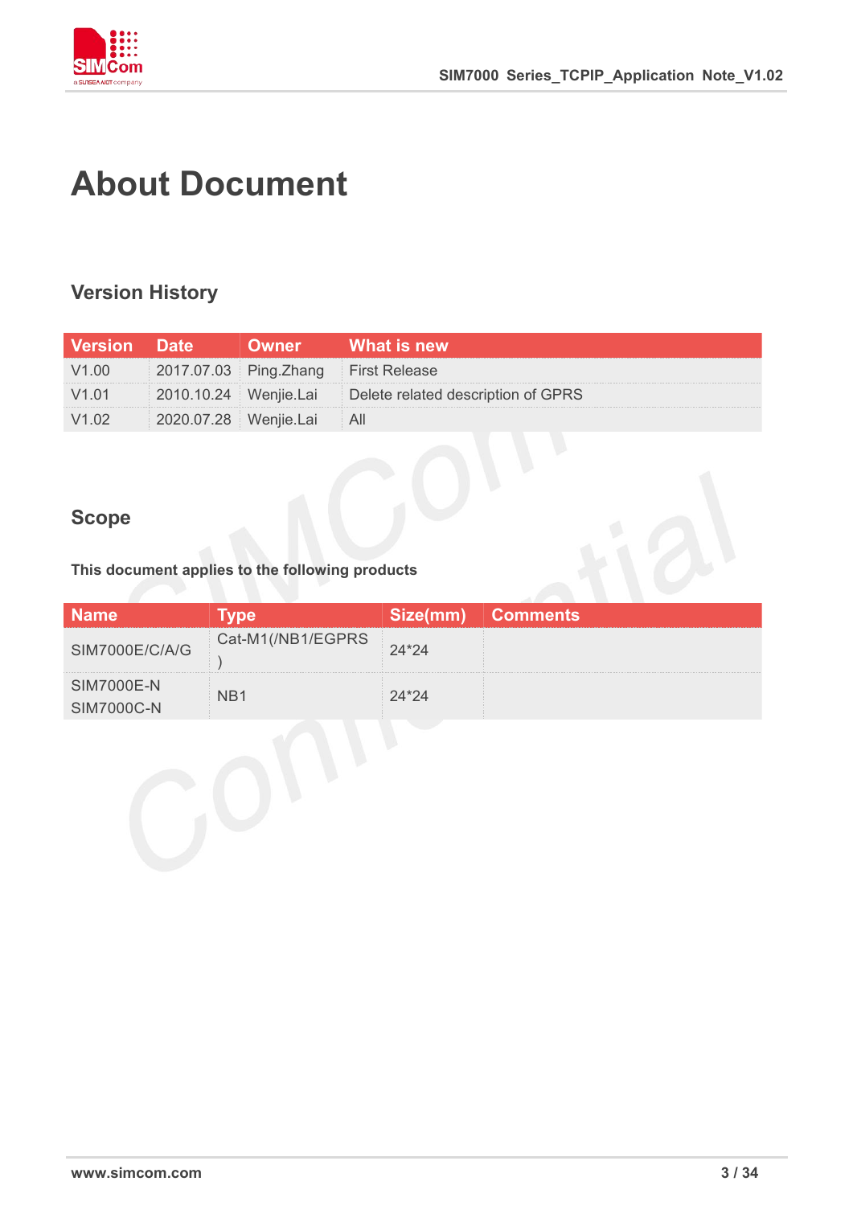# About Document

## Version History

| Version | Date | Owner | What is new |
|---|---|---|---|
| V1.00 | 2017.07.03 | Ping.Zhang | First Release |
| V1.01 | 2010.10.24 | Wenjie.Lai | Delete related description of GPRS |
| V1.02 | 2020.07.28 | Wenjie.Lai | All |

## Scope

**This document applies to the following products**

| Name | Type | Size(mm) | Comments |
|---|---|---|---|
| SIM7000E/C/A/G | Cat-M1(/NB1/EGPRS) | 24*24 | |
| SIM7000E-N SIM7000C-N | NB1 | 24*24 | |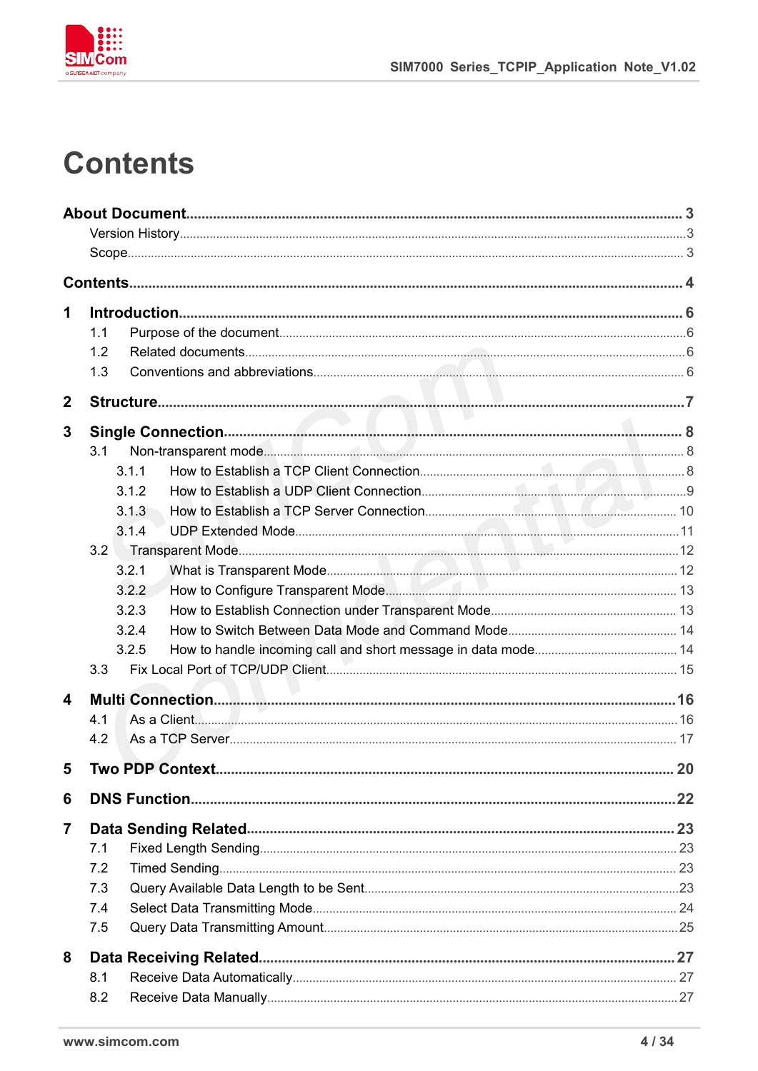# Contents

**About Document** ........ 3
- Version History ........ 3
- Scope ........ 3

**Contents** ........ 4

**1 Introduction** ........ 6
- 1.1 Purpose of the document ........ 6
- 1.2 Related documents ........ 6
- 1.3 Conventions and abbreviations ........ 6

**2 Structure** ........ 7

**3 Single Connection** ........ 8
- 3.1 Non-transparent mode ........ 8
  - 3.1.1 How to Establish a TCP Client Connection ........ 8
  - 3.1.2 How to Establish a UDP Client Connection ........ 9
  - 3.1.3 How to Establish a TCP Server Connection ........ 10
  - 3.1.4 UDP Extended Mode ........ 11
- 3.2 Transparent Mode ........ 12
  - 3.2.1 What is Transparent Mode ........ 12
  - 3.2.2 How to Configure Transparent Mode ........ 13
  - 3.2.3 How to Establish Connection under Transparent Mode ........ 13
  - 3.2.4 How to Switch Between Data Mode and Command Mode ........ 14
  - 3.2.5 How to handle incoming call and short message in data mode ........ 14
- 3.3 Fix Local Port of TCP/UDP Client ........ 15

**4 Multi Connection** ........ 16
- 4.1 As a Client ........ 16
- 4.2 As a TCP Server ........ 17

**5 Two PDP Context** ........ 20

**6 DNS Function** ........ 22

**7 Data Sending Related** ........ 23
- 7.1 Fixed Length Sending ........ 23
- 7.2 Timed Sending ........ 23
- 7.3 Query Available Data Length to be Sent ........ 23
- 7.4 Select Data Transmitting Mode ........ 24
- 7.5 Query Data Transmitting Amount ........ 25

**8 Data Receiving Related** ........ 27
- 8.1 Receive Data Automatically ........ 27
- 8.2 Receive Data Manually ........ 27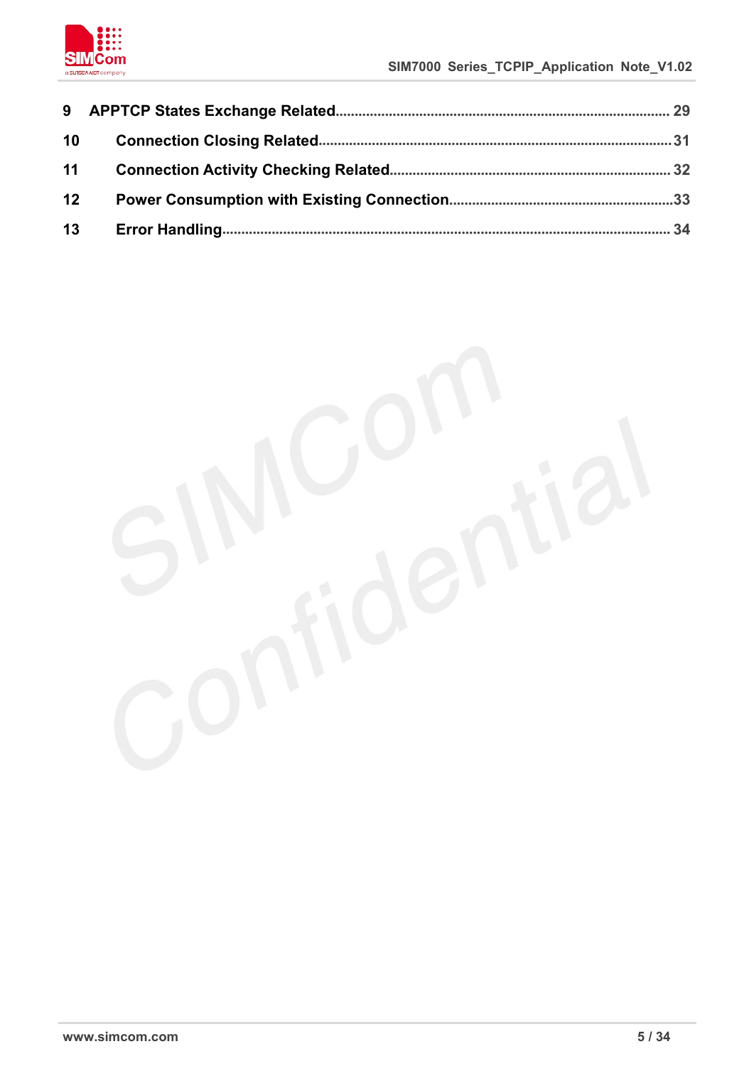9 APPTCP States Exchange Related....................................................................................... 29

10 Connection Closing Related.............................................................................................31

11 Connection Activity Checking Related.......................................................................... 32

12 Power Consumption with Existing Connection.............................................................33

13 Error Handling..................................................................................................................... 34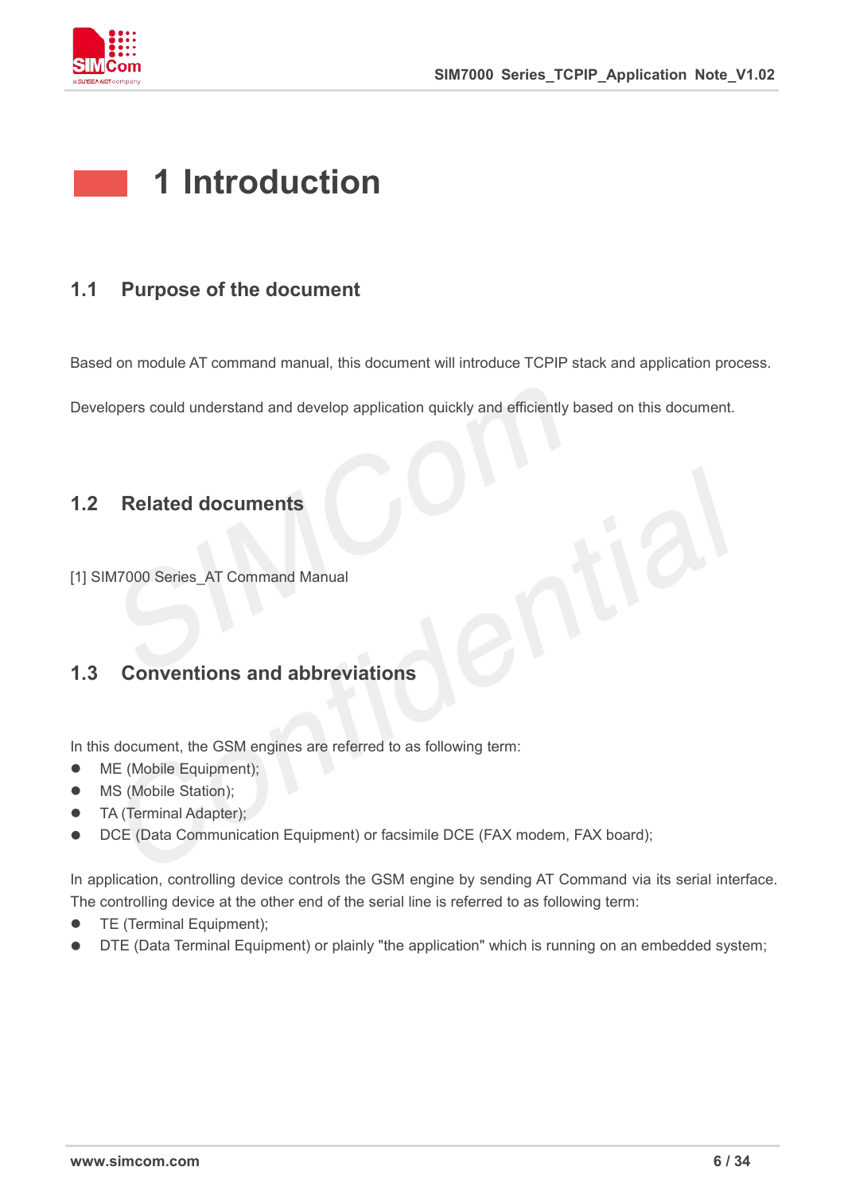# 1 Introduction

## 1.1 Purpose of the document

Based on module AT command manual, this document will introduce TCPIP stack and application process.

Developers could understand and develop application quickly and efficiently based on this document.

## 1.2 Related documents

[1] SIM7000 Series_AT Command Manual

## 1.3 Conventions and abbreviations

In this document, the GSM engines are referred to as following term:

- ME (Mobile Equipment);
- MS (Mobile Station);
- TA (Terminal Adapter);
- DCE (Data Communication Equipment) or facsimile DCE (FAX modem, FAX board);

In application, controlling device controls the GSM engine by sending AT Command via its serial interface. The controlling device at the other end of the serial line is referred to as following term:

- TE (Terminal Equipment);
- DTE (Data Terminal Equipment) or plainly "the application" which is running on an embedded system;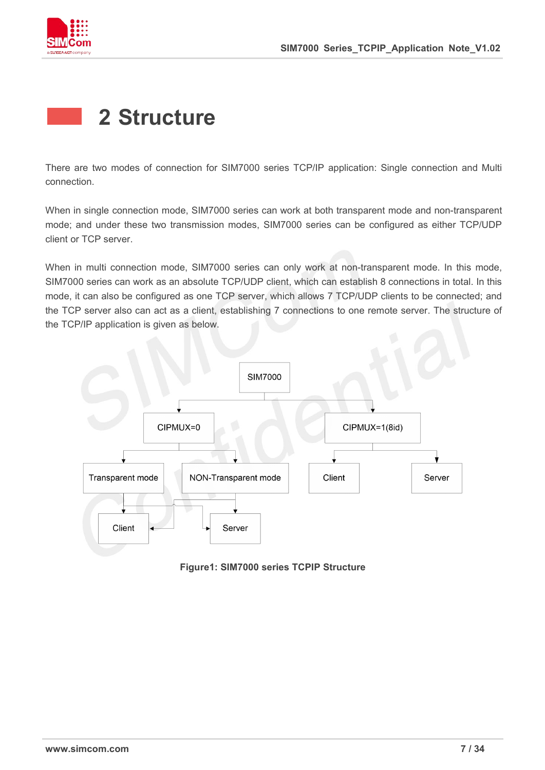# 2 Structure

There are two modes of connection for SIM7000 series TCP/IP application: Single connection and Multi connection.

When in single connection mode, SIM7000 series can work at both transparent mode and non-transparent mode; and under these two transmission modes, SIM7000 series can be configured as either TCP/UDP client or TCP server.

When in multi connection mode, SIM7000 series can only work at non-transparent mode. In this mode, SIM7000 series can work as an absolute TCP/UDP client, which can establish 8 connections in total. In this mode, it can also be configured as one TCP server, which allows 7 TCP/UDP clients to be connected; and the TCP server also can act as a client, establishing 7 connections to one remote server. The structure of the TCP/IP application is given as below.

**Figure1: SIM7000 series TCPIP Structure**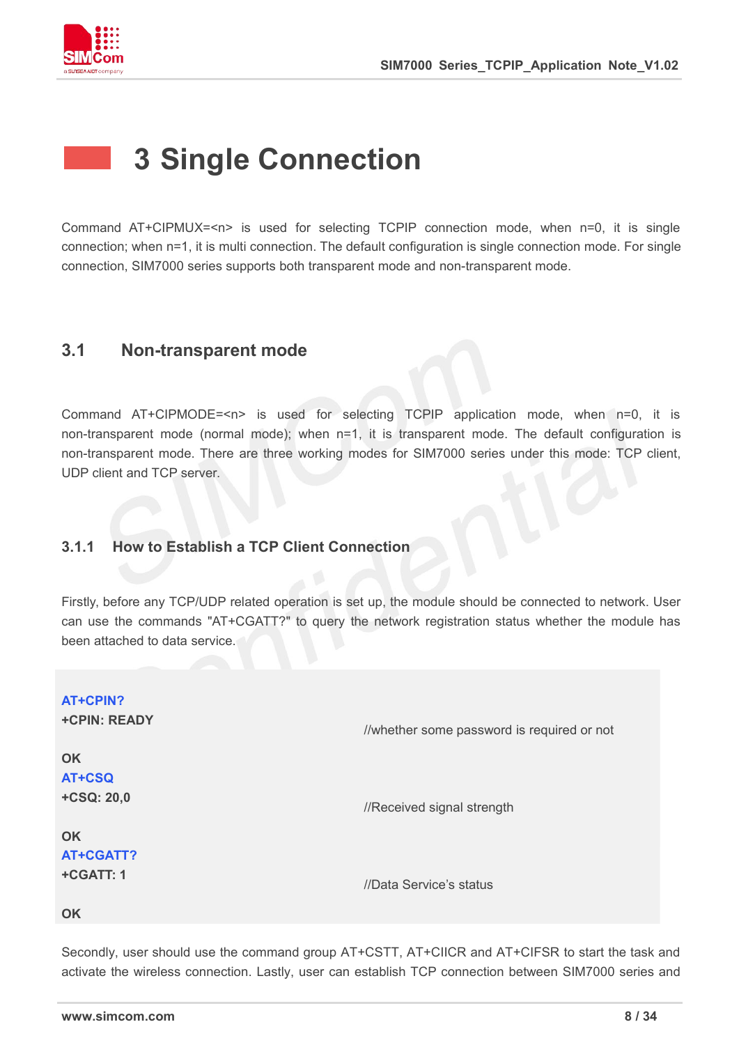# 3 Single Connection

Command AT+CIPMUX=<n> is used for selecting TCPIP connection mode, when n=0, it is single connection; when n=1, it is multi connection. The default configuration is single connection mode. For single connection, SIM7000 series supports both transparent mode and non-transparent mode.

## 3.1 Non-transparent mode

Command AT+CIPMODE=<n> is used for selecting TCPIP application mode, when n=0, it is non-transparent mode (normal mode); when n=1, it is transparent mode. The default configuration is non-transparent mode. There are three working modes for SIM7000 series under this mode: TCP client, UDP client and TCP server.

### 3.1.1 How to Establish a TCP Client Connection

Firstly, before any TCP/UDP related operation is set up, the module should be connected to network. User can use the commands "AT+CGATT?" to query the network registration status whether the module has been attached to data service.

```
AT+CPIN?
+CPIN: READY                        //whether some password is required or not

OK
AT+CSQ
+CSQ: 20,0                          //Received signal strength

OK
AT+CGATT?
+CGATT: 1                           //Data Service's status

OK
```

Secondly, user should use the command group AT+CSTT, AT+CIICR and AT+CIFSR to start the task and activate the wireless connection. Lastly, user can establish TCP connection between SIM7000 series and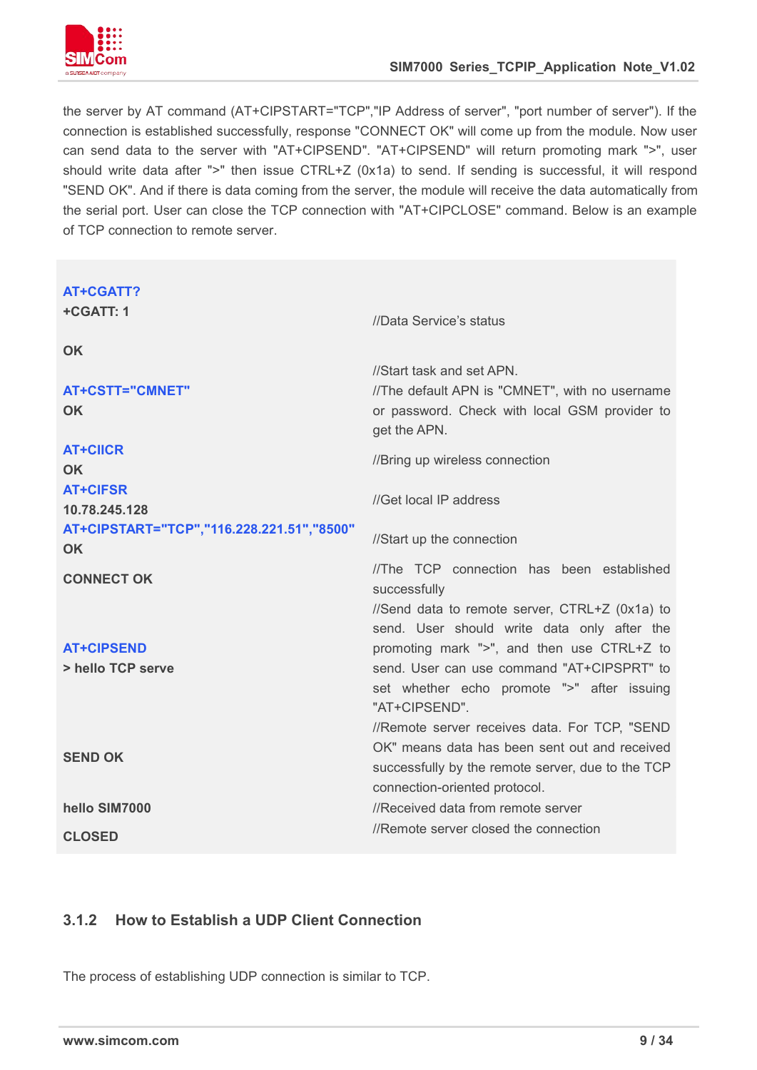the server by AT command (AT+CIPSTART="TCP","IP Address of server", "port number of server"). If the connection is established successfully, response "CONNECT OK" will come up from the module. Now user can send data to the server with "AT+CIPSEND". "AT+CIPSEND" will return promoting mark ">", user should write data after ">" then issue CTRL+Z (0x1a) to send. If sending is successful, it will respond "SEND OK". And if there is data coming from the server, the module will receive the data automatically from the serial port. User can close the TCP connection with "AT+CIPCLOSE" command. Below is an example of TCP connection to remote server.

| Command / Response | Comment |
|---|---|
| **AT+CGATT?**<br>**+CGATT: 1**<br><br>**OK** | //Data Service's status |
| **AT+CSTT="CMNET"**<br>**OK** | //Start task and set APN.<br>//The default APN is "CMNET", with no username or password. Check with local GSM provider to get the APN. |
| **AT+CIICR**<br>**OK** | //Bring up wireless connection |
| **AT+CIFSR**<br>**10.78.245.128** | //Get local IP address |
| **AT+CIPSTART="TCP","116.228.221.51","8500"**<br>**OK** | //Start up the connection |
| **CONNECT OK** | //The TCP connection has been established successfully |
| **AT+CIPSEND**<br>**> hello TCP serve** | //Send data to remote server, CTRL+Z (0x1a) to send. User should write data only after the promoting mark ">", and then use CTRL+Z to send. User can use command "AT+CIPSPRT" to set whether echo promote ">" after issuing "AT+CIPSEND". |
| **SEND OK** | //Remote server receives data. For TCP, "SEND OK" means data has been sent out and received successfully by the remote server, due to the TCP connection-oriented protocol. |
| **hello SIM7000** | //Received data from remote server |
| **CLOSED** | //Remote server closed the connection |

### 3.1.2 How to Establish a UDP Client Connection

The process of establishing UDP connection is similar to TCP.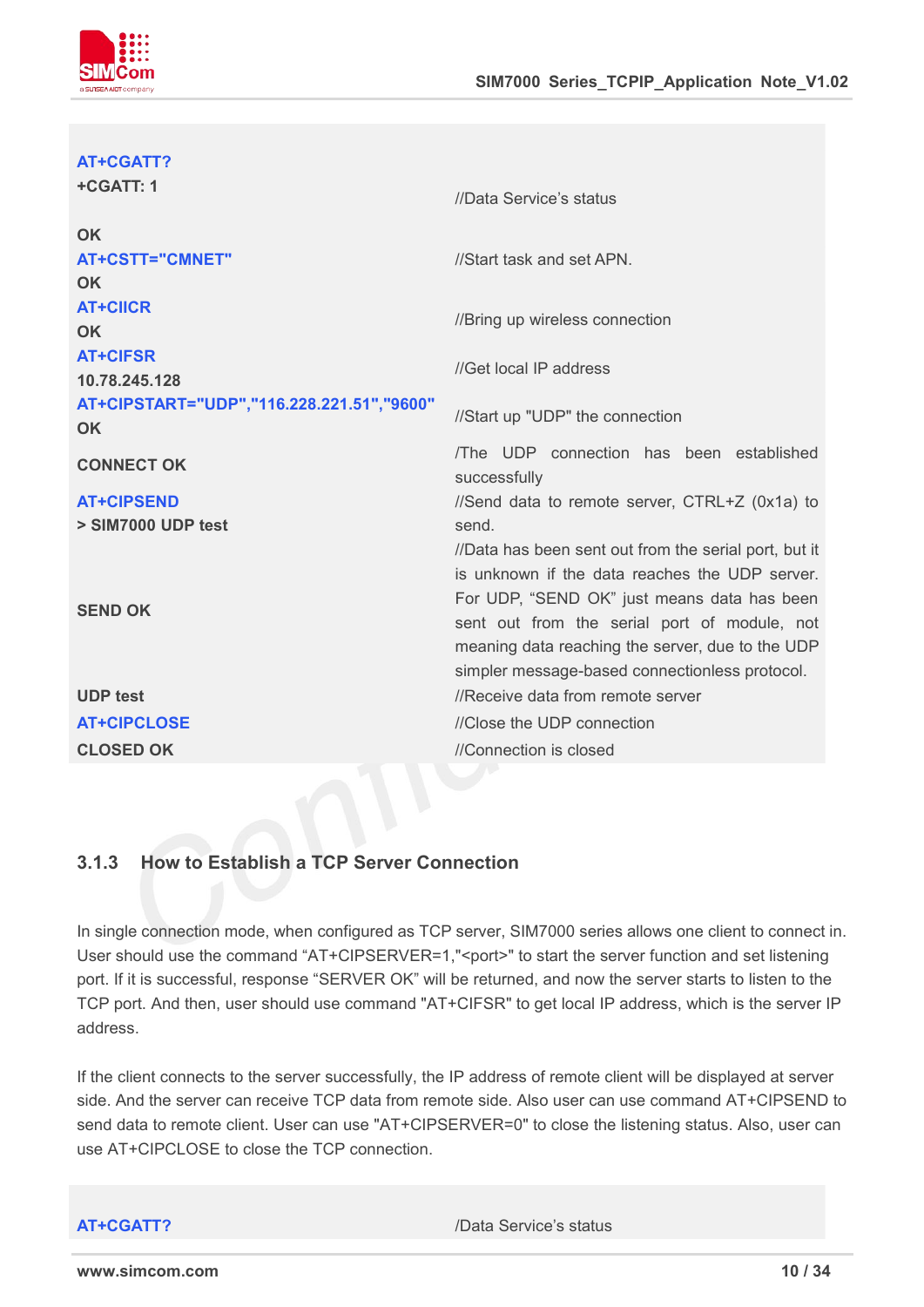```
AT+CGATT?
+CGATT: 1                                  //Data Service's status

OK
AT+CSTT="CMNET"                            //Start task and set APN.
OK
AT+CIICR                                   //Bring up wireless connection
OK
AT+CIFSR                                   //Get local IP address
10.78.245.128
AT+CIPSTART="UDP","116.228.221.51","9600"  //Start up "UDP" the connection
OK
CONNECT OK                                 /The UDP connection has been established
                                           successfully
AT+CIPSEND                                 //Send data to remote server, CTRL+Z (0x1a) to
> SIM7000 UDP test                         send.
                                           //Data has been sent out from the serial port, but it
                                           is unknown if the data reaches the UDP server.
SEND OK                                    For UDP, "SEND OK" just means data has been
                                           sent out from the serial port of module, not
                                           meaning data reaching the server, due to the UDP
                                           simpler message-based connectionless protocol.
UDP test                                   //Receive data from remote server
AT+CIPCLOSE                                //Close the UDP connection
CLOSED OK                                  //Connection is closed
```

### 3.1.3 How to Establish a TCP Server Connection

In single connection mode, when configured as TCP server, SIM7000 series allows one client to connect in. User should use the command "AT+CIPSERVER=1,"<port>" to start the server function and set listening port. If it is successful, response "SERVER OK" will be returned, and now the server starts to listen to the TCP port. And then, user should use command "AT+CIFSR" to get local IP address, which is the server IP address.

If the client connects to the server successfully, the IP address of remote client will be displayed at server side. And the server can receive TCP data from remote side. Also user can use command AT+CIPSEND to send data to remote client. User can use "AT+CIPSERVER=0" to close the listening status. Also, user can use AT+CIPCLOSE to close the TCP connection.

```
AT+CGATT?                                  /Data Service's status
```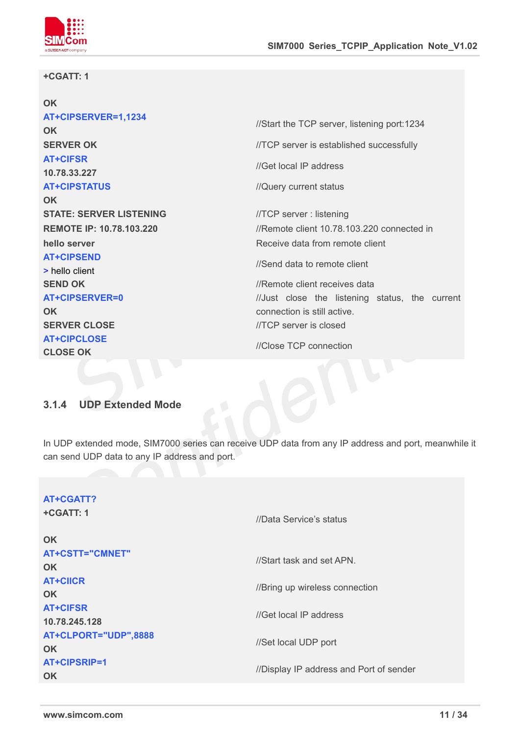| | |
|---|---|
| +CGATT: 1<br><br>OK | |
| **AT+CIPSERVER=1,1234**<br>OK | //Start the TCP server, listening port:1234 |
| SERVER OK | //TCP server is established successfully |
| **AT+CIFSR**<br>10.78.33.227 | //Get local IP address |
| **AT+CIPSTATUS**<br>OK | //Query current status |
| STATE: SERVER LISTENING | //TCP server : listening |
| REMOTE IP: 10.78.103.220 | //Remote client 10.78.103.220 connected in |
| hello server | Receive data from remote client |
| **AT+CIPSEND**<br>> hello client | //Send data to remote client |
| SEND OK | //Remote client receives data |
| **AT+CIPSERVER=0**<br>OK | //Just close the listening status, the current connection is still active. |
| SERVER CLOSE | //TCP server is closed |
| **AT+CIPCLOSE**<br>CLOSE OK | //Close TCP connection |

### 3.1.4 UDP Extended Mode

In UDP extended mode, SIM7000 series can receive UDP data from any IP address and port, meanwhile it can send UDP data to any IP address and port.

| | |
|---|---|
| **AT+CGATT?**<br>+CGATT: 1<br><br>OK | //Data Service's status |
| **AT+CSTT="CMNET"**<br>OK | //Start task and set APN. |
| **AT+CIICR**<br>OK | //Bring up wireless connection |
| **AT+CIFSR**<br>10.78.245.128 | //Get local IP address |
| **AT+CLPORT="UDP",8888**<br>OK | //Set local UDP port |
| **AT+CIPSRIP=1**<br>OK | //Display IP address and Port of sender |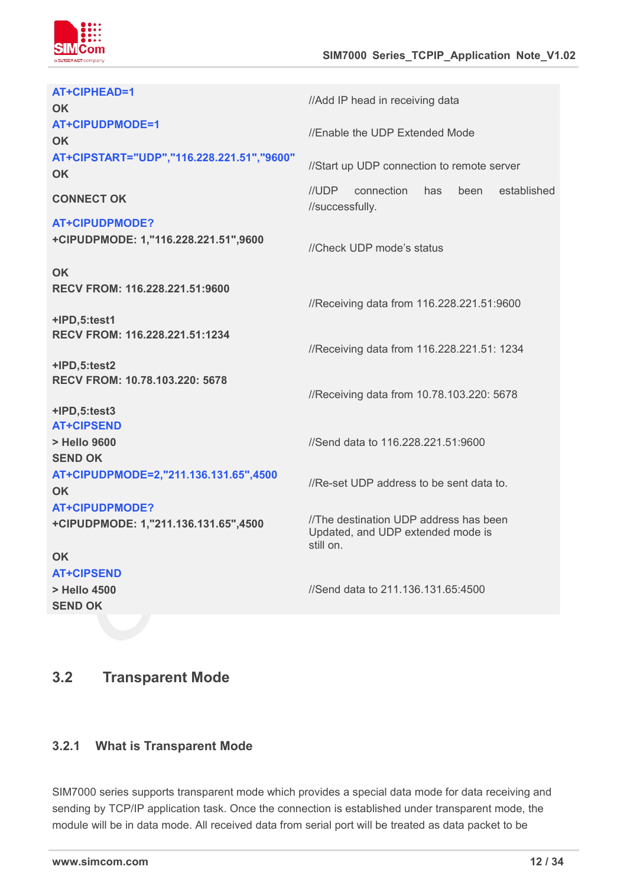| | |
|---|---|
| AT+CIPHEAD=1<br>OK | //Add IP head in receiving data |
| AT+CIPUDPMODE=1<br>OK | //Enable the UDP Extended Mode |
| AT+CIPSTART="UDP","116.228.221.51","9600"<br>OK | //Start up UDP connection to remote server |
| CONNECT OK | //UDP connection has been established //successfully. |
| AT+CIPUDPMODE?<br>+CIPUDPMODE: 1,"116.228.221.51",9600<br><br>OK | //Check UDP mode's status |
| RECV FROM: 116.228.221.51:9600<br><br>+IPD,5:test1 | //Receiving data from 116.228.221.51:9600 |
| RECV FROM: 116.228.221.51:1234<br><br>+IPD,5:test2 | //Receiving data from 116.228.221.51: 1234 |
| RECV FROM: 10.78.103.220: 5678<br><br>+IPD,5:test3 | //Receiving data from 10.78.103.220: 5678 |
| AT+CIPSEND<br>> Hello 9600<br>SEND OK | //Send data to 116.228.221.51:9600 |
| AT+CIPUDPMODE=2,"211.136.131.65",4500<br>OK | //Re-set UDP address to be sent data to. |
| AT+CIPUDPMODE?<br>+CIPUDPMODE: 1,"211.136.131.65",4500<br><br>OK | //The destination UDP address has been Updated, and UDP extended mode is still on. |
| AT+CIPSEND<br>> Hello 4500<br>SEND OK | //Send data to 211.136.131.65:4500 |

## 3.2 Transparent Mode

### 3.2.1 What is Transparent Mode

SIM7000 series supports transparent mode which provides a special data mode for data receiving and sending by TCP/IP application task. Once the connection is established under transparent mode, the module will be in data mode. All received data from serial port will be treated as data packet to be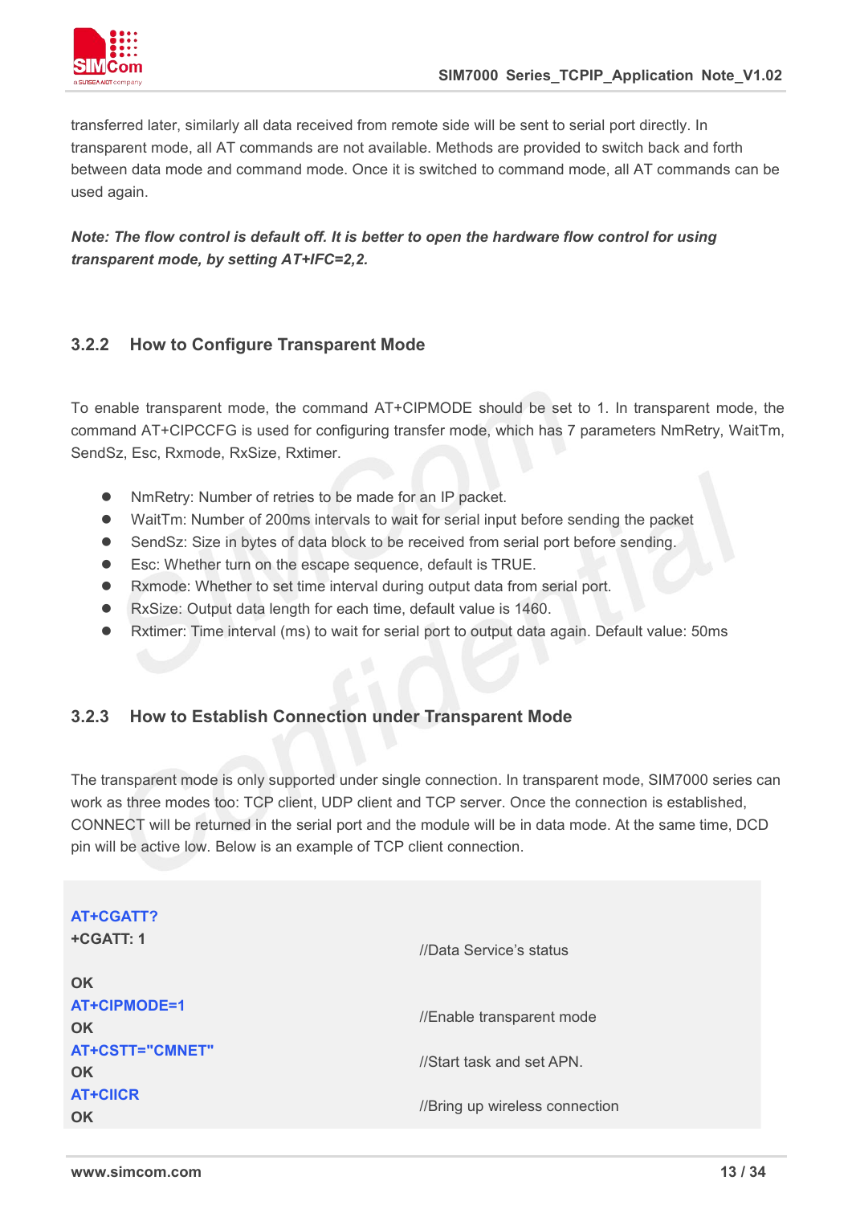transferred later, similarly all data received from remote side will be sent to serial port directly. In transparent mode, all AT commands are not available. Methods are provided to switch back and forth between data mode and command mode. Once it is switched to command mode, all AT commands can be used again.

***Note: The flow control is default off. It is better to open the hardware flow control for using transparent mode, by setting AT+IFC=2,2.***

### 3.2.2 How to Configure Transparent Mode

To enable transparent mode, the command AT+CIPMODE should be set to 1. In transparent mode, the command AT+CIPCCFG is used for configuring transfer mode, which has 7 parameters NmRetry, WaitTm, SendSz, Esc, Rxmode, RxSize, Rxtimer.

- NmRetry: Number of retries to be made for an IP packet.
- WaitTm: Number of 200ms intervals to wait for serial input before sending the packet
- SendSz: Size in bytes of data block to be received from serial port before sending.
- Esc: Whether turn on the escape sequence, default is TRUE.
- Rxmode: Whether to set time interval during output data from serial port.
- RxSize: Output data length for each time, default value is 1460.
- Rxtimer: Time interval (ms) to wait for serial port to output data again. Default value: 50ms

### 3.2.3 How to Establish Connection under Transparent Mode

The transparent mode is only supported under single connection. In transparent mode, SIM7000 series can work as three modes too: TCP client, UDP client and TCP server. Once the connection is established, CONNECT will be returned in the serial port and the module will be in data mode. At the same time, DCD pin will be active low. Below is an example of TCP client connection.

```
AT+CGATT?
+CGATT: 1                        //Data Service's status

OK
AT+CIPMODE=1                     //Enable transparent mode
OK
AT+CSTT="CMNET"                  //Start task and set APN.
OK
AT+CIICR                         //Bring up wireless connection
OK
```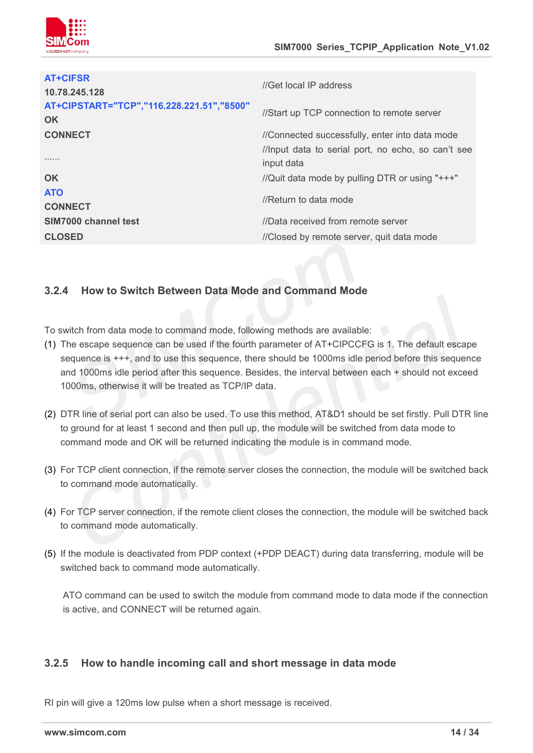| | |
|---|---|
| **AT+CIFSR**<br>**10.78.245.128** | //Get local IP address |
| **AT+CIPSTART="TCP","116.228.221.51","8500"**<br>**OK** | //Start up TCP connection to remote server |
| **CONNECT** | //Connected successfully, enter into data mode |
| ...... | //Input data to serial port, no echo, so can't see input data |
| **OK** | //Quit data mode by pulling DTR or using "+++" |
| **ATO**<br>**CONNECT** | //Return to data mode |
| **SIM7000 channel test** | //Data received from remote server |
| **CLOSED** | //Closed by remote server, quit data mode |

### 3.2.4 How to Switch Between Data Mode and Command Mode

To switch from data mode to command mode, following methods are available:

(1) The escape sequence can be used if the fourth parameter of AT+CIPCCFG is 1. The default escape sequence is +++, and to use this sequence, there should be 1000ms idle period before this sequence and 1000ms idle period after this sequence. Besides, the interval between each + should not exceed 1000ms, otherwise it will be treated as TCP/IP data.

(2) DTR line of serial port can also be used. To use this method, AT&D1 should be set firstly. Pull DTR line to ground for at least 1 second and then pull up, the module will be switched from data mode to command mode and OK will be returned indicating the module is in command mode.

(3) For TCP client connection, if the remote server closes the connection, the module will be switched back to command mode automatically.

(4) For TCP server connection, if the remote client closes the connection, the module will be switched back to command mode automatically.

(5) If the module is deactivated from PDP context (+PDP DEACT) during data transferring, module will be switched back to command mode automatically.

ATO command can be used to switch the module from command mode to data mode if the connection is active, and CONNECT will be returned again.

### 3.2.5 How to handle incoming call and short message in data mode

RI pin will give a 120ms low pulse when a short message is received.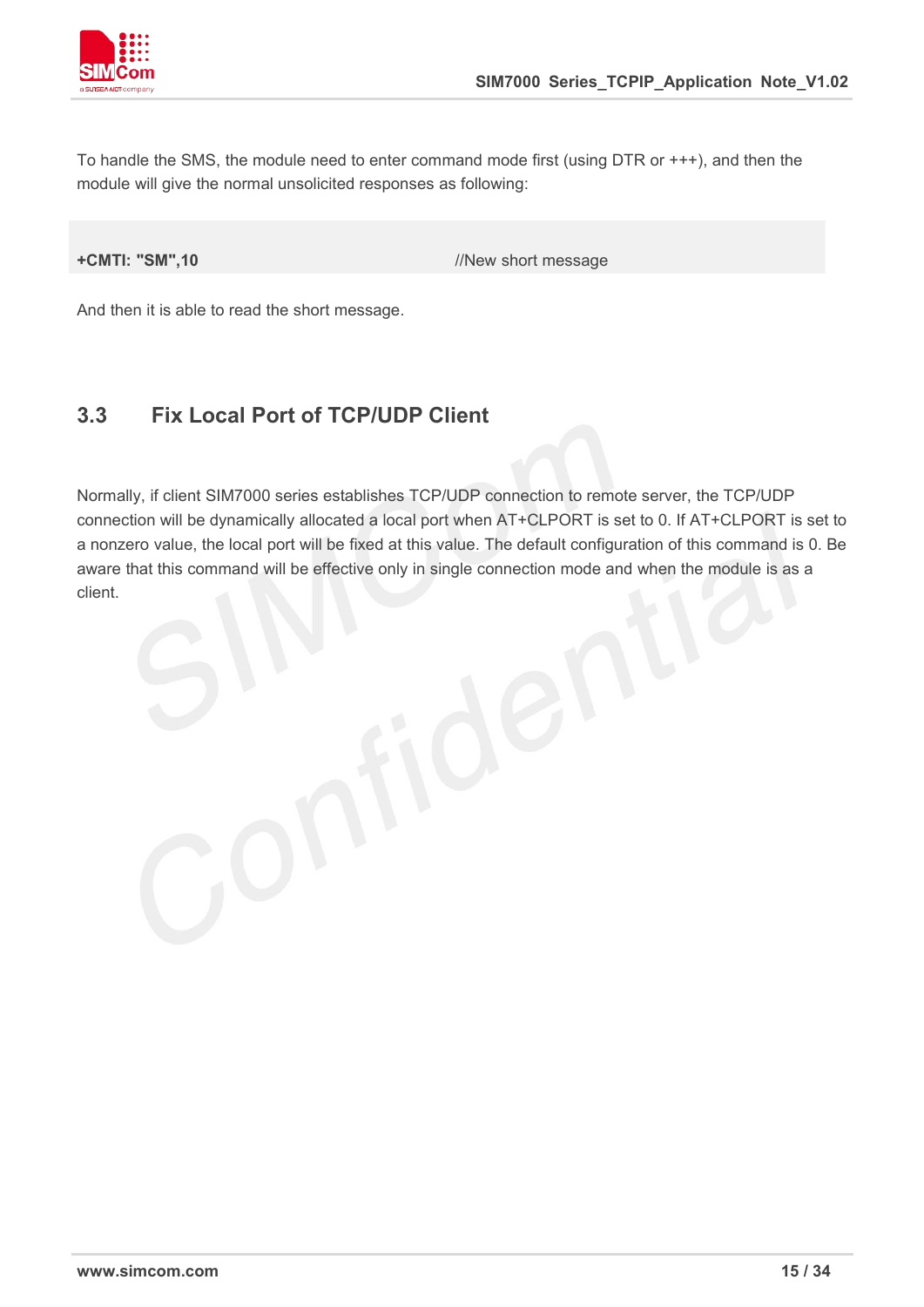To handle the SMS, the module need to enter command mode first (using DTR or +++), and then the module will give the normal unsolicited responses as following:

| **+CMTI: "SM",10** | //New short message |
|---|---|

And then it is able to read the short message.

## 3.3 Fix Local Port of TCP/UDP Client

Normally, if client SIM7000 series establishes TCP/UDP connection to remote server, the TCP/UDP connection will be dynamically allocated a local port when AT+CLPORT is set to 0. If AT+CLPORT is set to a nonzero value, the local port will be fixed at this value. The default configuration of this command is 0. Be aware that this command will be effective only in single connection mode and when the module is as a client.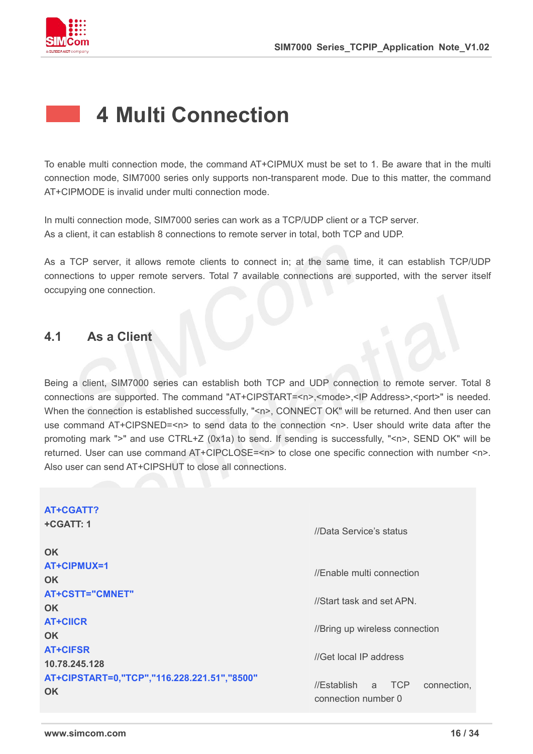# 4 Multi Connection

To enable multi connection mode, the command AT+CIPMUX must be set to 1. Be aware that in the multi connection mode, SIM7000 series only supports non-transparent mode. Due to this matter, the command AT+CIPMODE is invalid under multi connection mode.

In multi connection mode, SIM7000 series can work as a TCP/UDP client or a TCP server.
As a client, it can establish 8 connections to remote server in total, both TCP and UDP.

As a TCP server, it allows remote clients to connect in; at the same time, it can establish TCP/UDP connections to upper remote servers. Total 7 available connections are supported, with the server itself occupying one connection.

## 4.1 As a Client

Being a client, SIM7000 series can establish both TCP and UDP connection to remote server. Total 8 connections are supported. The command "AT+CIPSTART=<n>,<mode>,<IP Address>,<port>" is needed. When the connection is established successfully, "<n>, CONNECT OK" will be returned. And then user can use command AT+CIPSNED=<n> to send data to the connection <n>. User should write data after the promoting mark ">" and use CTRL+Z (0x1a) to send. If sending is successfully, "<n>, SEND OK" will be returned. User can use command AT+CIPCLOSE=<n> to close one specific connection with number <n>. Also user can send AT+CIPSHUT to close all connections.

| | |
|---|---|
| **AT+CGATT?**<br>**+CGATT: 1**<br><br>**OK** | //Data Service's status |
| **AT+CIPMUX=1**<br>**OK** | //Enable multi connection |
| **AT+CSTT="CMNET"**<br>**OK** | //Start task and set APN. |
| **AT+CIICR**<br>**OK** | //Bring up wireless connection |
| **AT+CIFSR**<br>**10.78.245.128** | //Get local IP address |
| **AT+CIPSTART=0,"TCP","116.228.221.51","8500"**<br>**OK** | //Establish a TCP connection, connection number 0 |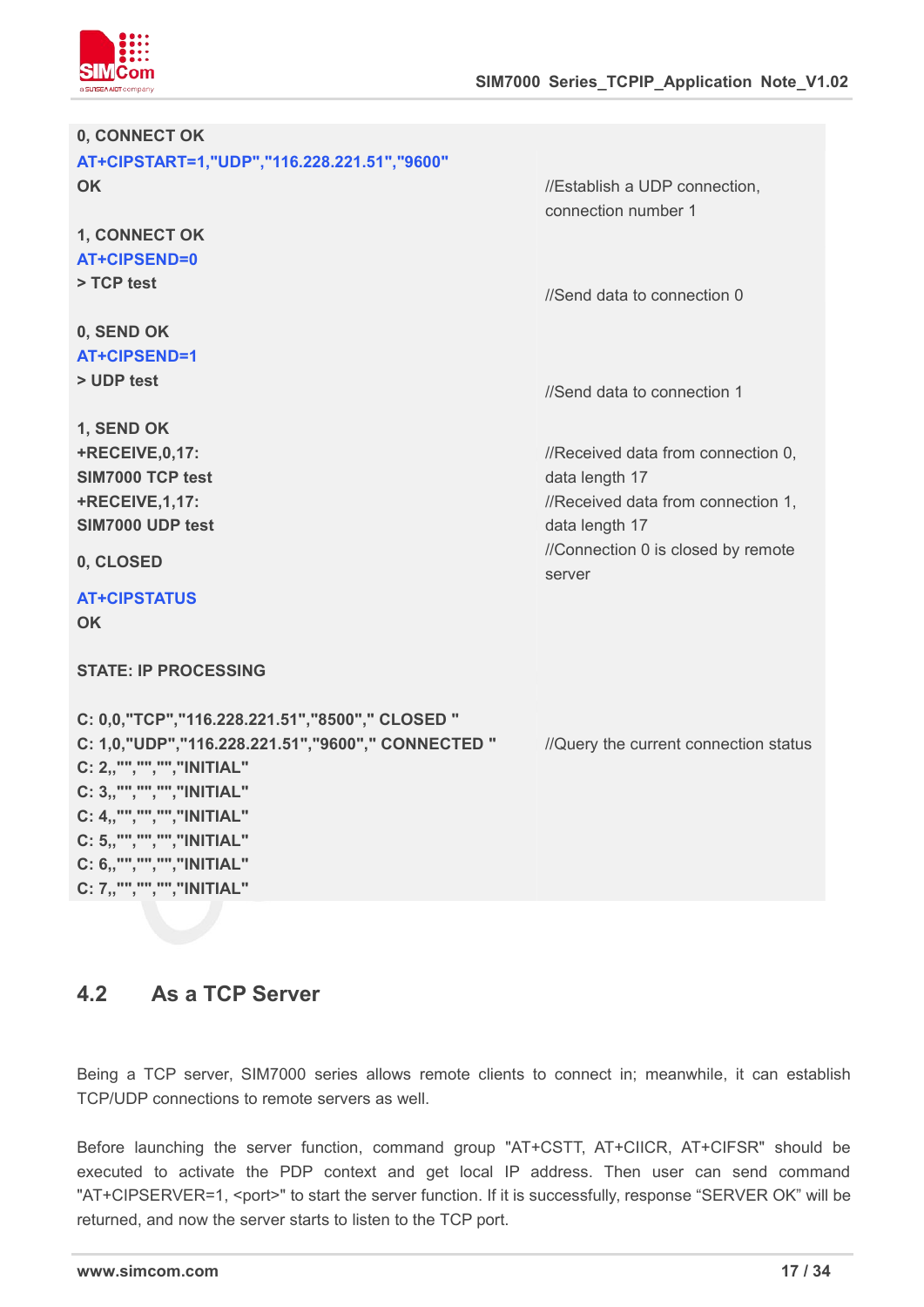| | |
|---|---|
| **0, CONNECT OK** | |
| **AT+CIPSTART=1,"UDP","116.228.221.51","9600"** | |
| **OK** | //Establish a UDP connection, connection number 1 |
| **1, CONNECT OK** | |
| **AT+CIPSEND=0** | |
| **> TCP test** | //Send data to connection 0 |
| **0, SEND OK** | |
| **AT+CIPSEND=1** | |
| **> UDP test** | //Send data to connection 1 |
| **1, SEND OK** | |
| **+RECEIVE,0,17:** <br> **SIM7000 TCP test** | //Received data from connection 0, data length 17 |
| **+RECEIVE,1,17:** <br> **SIM7000 UDP test** | //Received data from connection 1, data length 17 |
| **0, CLOSED** | //Connection 0 is closed by remote server |
| **AT+CIPSTATUS** | |
| **OK** | |
| **STATE: IP PROCESSING** | |
| **C: 0,0,"TCP","116.228.221.51","8500"," CLOSED "** <br> **C: 1,0,"UDP","116.228.221.51","9600"," CONNECTED "** <br> **C: 2,,"","","","INITIAL"** <br> **C: 3,,"","","","INITIAL"** <br> **C: 4,,"","","","INITIAL"** <br> **C: 5,,"","","","INITIAL"** <br> **C: 6,,"","","","INITIAL"** <br> **C: 7,,"","","","INITIAL"** | //Query the current connection status |

## 4.2 As a TCP Server

Being a TCP server, SIM7000 series allows remote clients to connect in; meanwhile, it can establish TCP/UDP connections to remote servers as well.

Before launching the server function, command group "AT+CSTT, AT+CIICR, AT+CIFSR" should be executed to activate the PDP context and get local IP address. Then user can send command "AT+CIPSERVER=1, <port>" to start the server function. If it is successfully, response “SERVER OK” will be returned, and now the server starts to listen to the TCP port.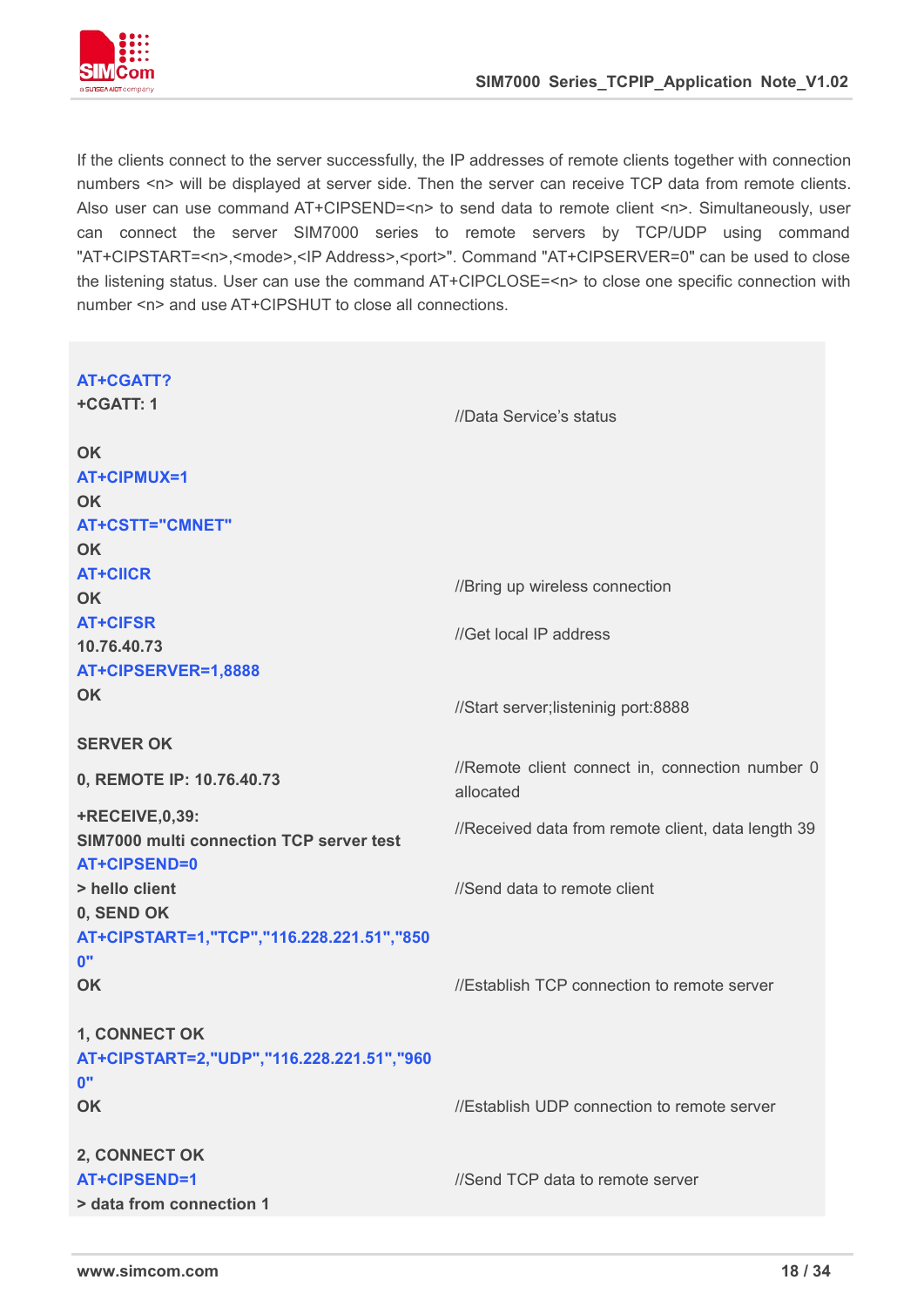If the clients connect to the server successfully, the IP addresses of remote clients together with connection numbers <n> will be displayed at server side. Then the server can receive TCP data from remote clients. Also user can use command AT+CIPSEND=<n> to send data to remote client <n>. Simultaneously, user can connect the server SIM7000 series to remote servers by TCP/UDP using command "AT+CIPSTART=<n>,<mode>,<IP Address>,<port>". Command "AT+CIPSERVER=0" can be used to close the listening status. User can use the command AT+CIPCLOSE=<n> to close one specific connection with number <n> and use AT+CIPSHUT to close all connections.

```
AT+CGATT?
+CGATT: 1                                   //Data Service's status

OK
AT+CIPMUX=1
OK
AT+CSTT="CMNET"
OK
AT+CIICR                                    //Bring up wireless connection
OK
AT+CIFSR                                    //Get local IP address
10.76.40.73
AT+CIPSERVER=1,8888
OK                                          //Start server;listeninig port:8888

SERVER OK
0, REMOTE IP: 10.76.40.73                   //Remote client connect in, connection number 0
                                            allocated
+RECEIVE,0,39:                              //Received data from remote client, data length 39
SIM7000 multi connection TCP server test
AT+CIPSEND=0
> hello client                              //Send data to remote client
0, SEND OK
AT+CIPSTART=1,"TCP","116.228.221.51","8500"
OK                                          //Establish TCP connection to remote server

1, CONNECT OK
AT+CIPSTART=2,"UDP","116.228.221.51","9600"
OK                                          //Establish UDP connection to remote server

2, CONNECT OK
AT+CIPSEND=1                                //Send TCP data to remote server
> data from connection 1
```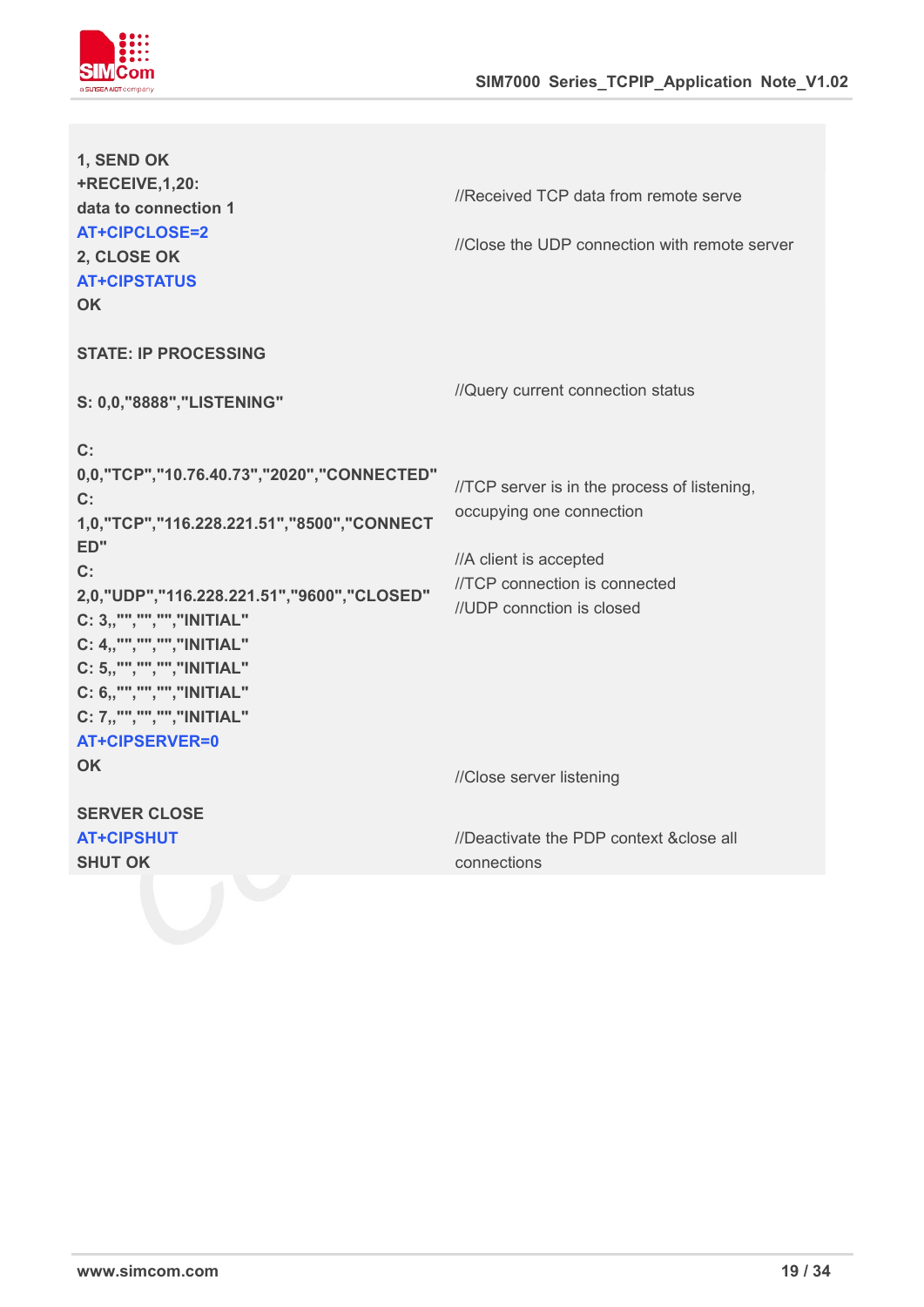| | |
|---|---|
| 1, SEND OK | |
| +RECEIVE,1,20:<br>data to connection 1 | //Received TCP data from remote serve |
| AT+CIPCLOSE=2<br>2, CLOSE OK | //Close the UDP connection with remote server |
| AT+CIPSTATUS<br>OK<br><br>STATE: IP PROCESSING<br><br>S: 0,0,"8888","LISTENING" | //Query current connection status |
| C:<br>0,0,"TCP","10.76.40.73","2020","CONNECTED"<br>C:<br>1,0,"TCP","116.228.221.51","8500","CONNECTED"<br>C:<br>2,0,"UDP","116.228.221.51","9600","CLOSED"<br>C: 3,,"","","","INITIAL"<br>C: 4,,"","","","INITIAL"<br>C: 5,,"","","","INITIAL"<br>C: 6,,"","","","INITIAL"<br>C: 7,,"","","","INITIAL" | //TCP server is in the process of listening, occupying one connection<br><br>//A client is accepted<br>//TCP connection is connected<br>//UDP connction is closed |
| AT+CIPSERVER=0<br>OK<br><br>SERVER CLOSE | //Close server listening |
| AT+CIPSHUT<br>SHUT OK | //Deactivate the PDP context &close all connections |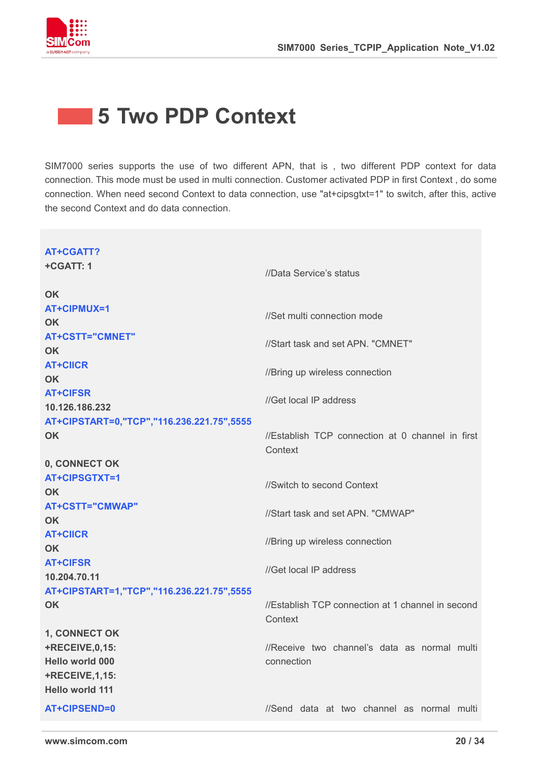# 5 Two PDP Context

SIM7000 series supports the use of two different APN, that is , two different PDP context for data connection. This mode must be used in multi connection. Customer activated PDP in first Context , do some connection. When need second Context to data connection, use "at+cipsgtxt=1" to switch, after this, active the second Context and do data connection.

```
AT+CGATT?
+CGATT: 1                                      //Data Service's status

OK
AT+CIPMUX=1                                    //Set multi connection mode
OK
AT+CSTT="CMNET"                                //Start task and set APN. "CMNET"
OK
AT+CIICR                                       //Bring up wireless connection
OK
AT+CIFSR                                       //Get local IP address
10.126.186.232
AT+CIPSTART=0,"TCP","116.236.221.75",5555
OK                                             //Establish TCP connection at 0 channel in first
                                               Context
0, CONNECT OK
AT+CIPSGTXT=1                                  //Switch to second Context
OK
AT+CSTT="CMWAP"                                //Start task and set APN. "CMWAP"
OK
AT+CIICR                                       //Bring up wireless connection
OK
AT+CIFSR                                       //Get local IP address
10.204.70.11
AT+CIPSTART=1,"TCP","116.236.221.75",5555
OK                                             //Establish TCP connection at 1 channel in second
                                               Context
1, CONNECT OK
+RECEIVE,0,15:                                 //Receive two channel's data as normal multi
Hello world 000                                connection
+RECEIVE,1,15:
Hello world 111
AT+CIPSEND=0                                   //Send data at two channel as normal multi
```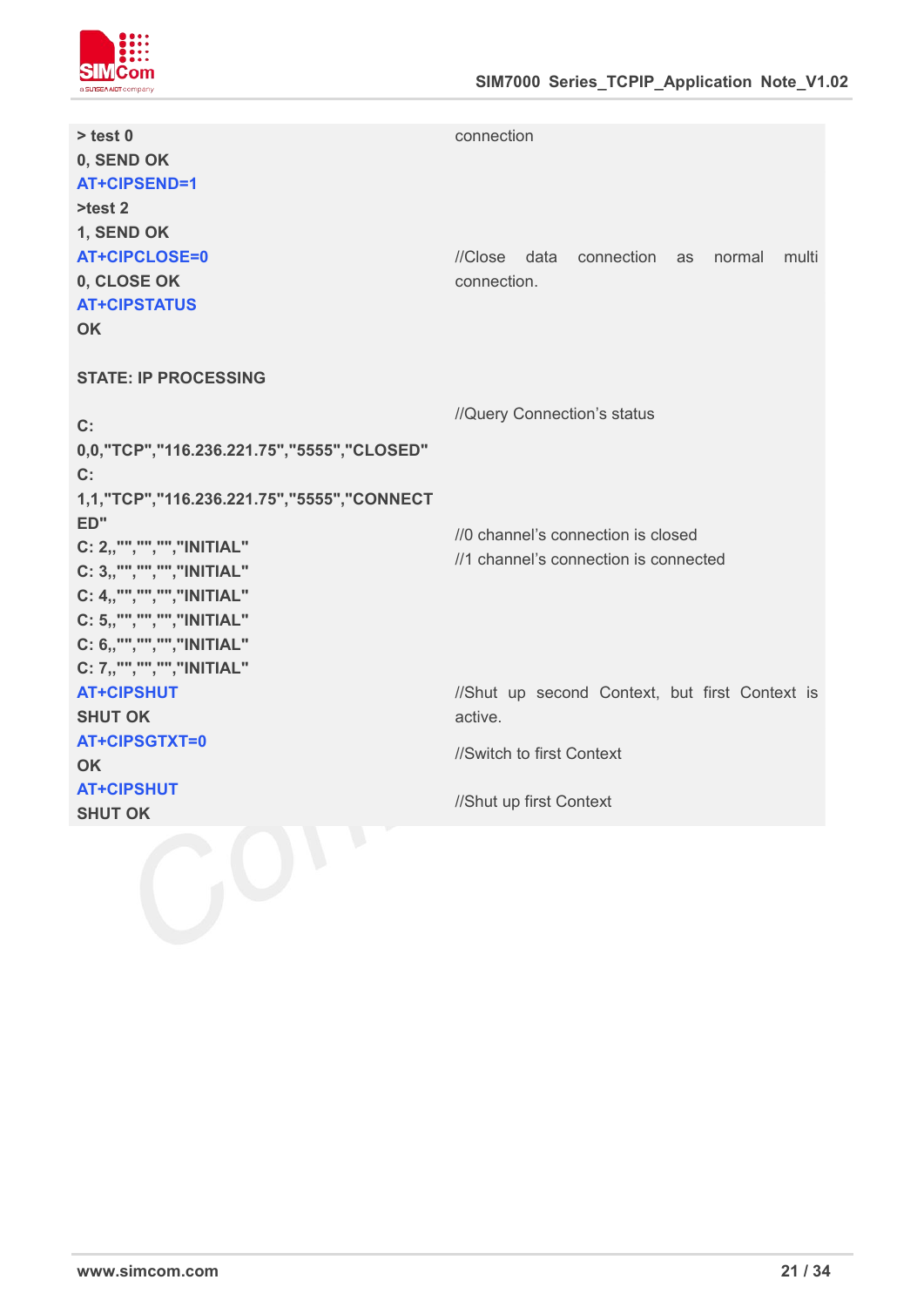| | |
|---|---|
| > test 0<br>0, SEND OK<br>AT+CIPSEND=1<br>>test 2<br>1, SEND OK | connection |
| AT+CIPCLOSE=0<br>0, CLOSE OK | //Close data connection as normal multi connection. |
| AT+CIPSTATUS<br>OK<br><br>STATE: IP PROCESSING<br><br>C: 0,0,"TCP","116.236.221.75","5555","CLOSED"<br>C: 1,1,"TCP","116.236.221.75","5555","CONNECTED"<br>C: 2,,"","","","INITIAL"<br>C: 3,,"","","","INITIAL"<br>C: 4,,"","","","INITIAL"<br>C: 5,,"","","","INITIAL"<br>C: 6,,"","","","INITIAL"<br>C: 7,,"","","","INITIAL" | //Query Connection's status<br><br>//0 channel's connection is closed<br>//1 channel's connection is connected |
| AT+CIPSHUT<br>SHUT OK | //Shut up second Context, but first Context is active. |
| AT+CIPSGTXT=0<br>OK | //Switch to first Context |
| AT+CIPSHUT<br>SHUT OK | //Shut up first Context |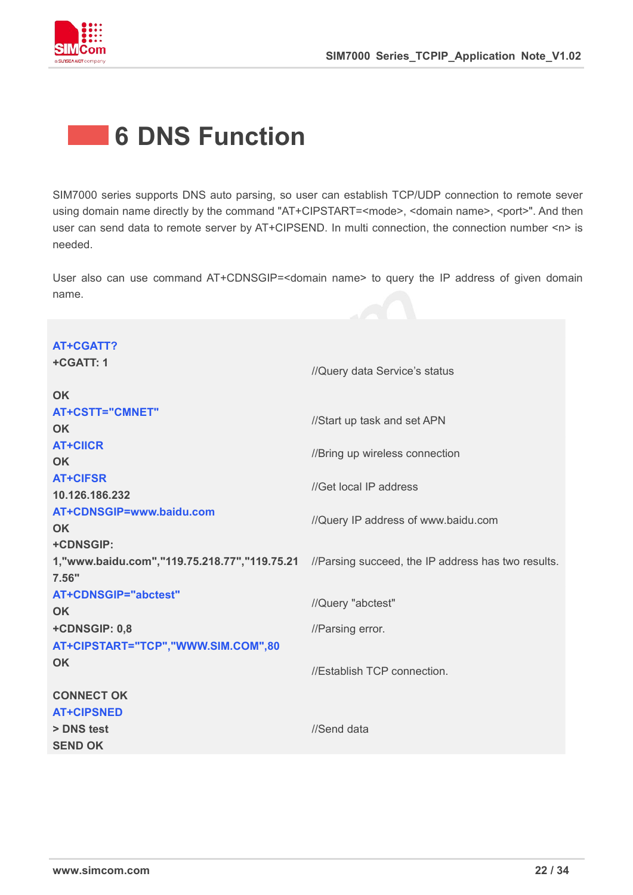# 6 DNS Function

SIM7000 series supports DNS auto parsing, so user can establish TCP/UDP connection to remote sever using domain name directly by the command "AT+CIPSTART=<mode>, <domain name>, <port>". And then user can send data to remote server by AT+CIPSEND. In multi connection, the connection number <n> is needed.

User also can use command AT+CDNSGIP=<domain name> to query the IP address of given domain name.

| | |
|---|---|
| **AT+CGATT?**<br>**+CGATT: 1**<br><br>**OK** | //Query data Service's status |
| **AT+CSTT="CMNET"**<br>**OK** | //Start up task and set APN |
| **AT+CIICR**<br>**OK** | //Bring up wireless connection |
| **AT+CIFSR**<br>**10.126.186.232** | //Get local IP address |
| **AT+CDNSGIP=www.baidu.com**<br>**OK** | //Query IP address of www.baidu.com |
| **+CDNSGIP:**<br>**1,"www.baidu.com","119.75.218.77","119.75.217.56"** | //Parsing succeed, the IP address has two results. |
| **AT+CDNSGIP="abctest"**<br>**OK** | //Query "abctest" |
| **+CDNSGIP: 0,8** | //Parsing error. |
| **AT+CIPSTART="TCP","WWW.SIM.COM",80**<br>**OK**<br><br>**CONNECT OK** | //Establish TCP connection. |
| **AT+CIPSNED**<br>**> DNS test**<br>**SEND OK** | //Send data |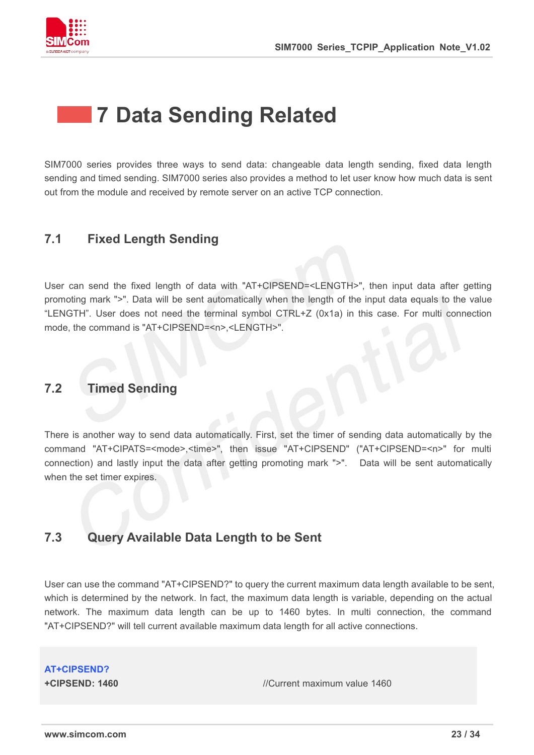# 7 Data Sending Related

SIM7000 series provides three ways to send data: changeable data length sending, fixed data length sending and timed sending. SIM7000 series also provides a method to let user know how much data is sent out from the module and received by remote server on an active TCP connection.

## 7.1 Fixed Length Sending

User can send the fixed length of data with "AT+CIPSEND=<LENGTH>", then input data after getting promoting mark ">". Data will be sent automatically when the length of the input data equals to the value “LENGTH”. User does not need the terminal symbol CTRL+Z (0x1a) in this case. For multi connection mode, the command is "AT+CIPSEND=<n>,<LENGTH>".

## 7.2 Timed Sending

There is another way to send data automatically. First, set the timer of sending data automatically by the command "AT+CIPATS=<mode>,<time>", then issue "AT+CIPSEND" ("AT+CIPSEND=<n>" for multi connection) and lastly input the data after getting promoting mark ">". Data will be sent automatically when the set timer expires.

## 7.3 Query Available Data Length to be Sent

User can use the command "AT+CIPSEND?" to query the current maximum data length available to be sent, which is determined by the network. In fact, the maximum data length is variable, depending on the actual network. The maximum data length can be up to 1460 bytes. In multi connection, the command "AT+CIPSEND?" will tell current available maximum data length for all active connections.

```
AT+CIPSEND?
+CIPSEND: 1460                          //Current maximum value 1460
```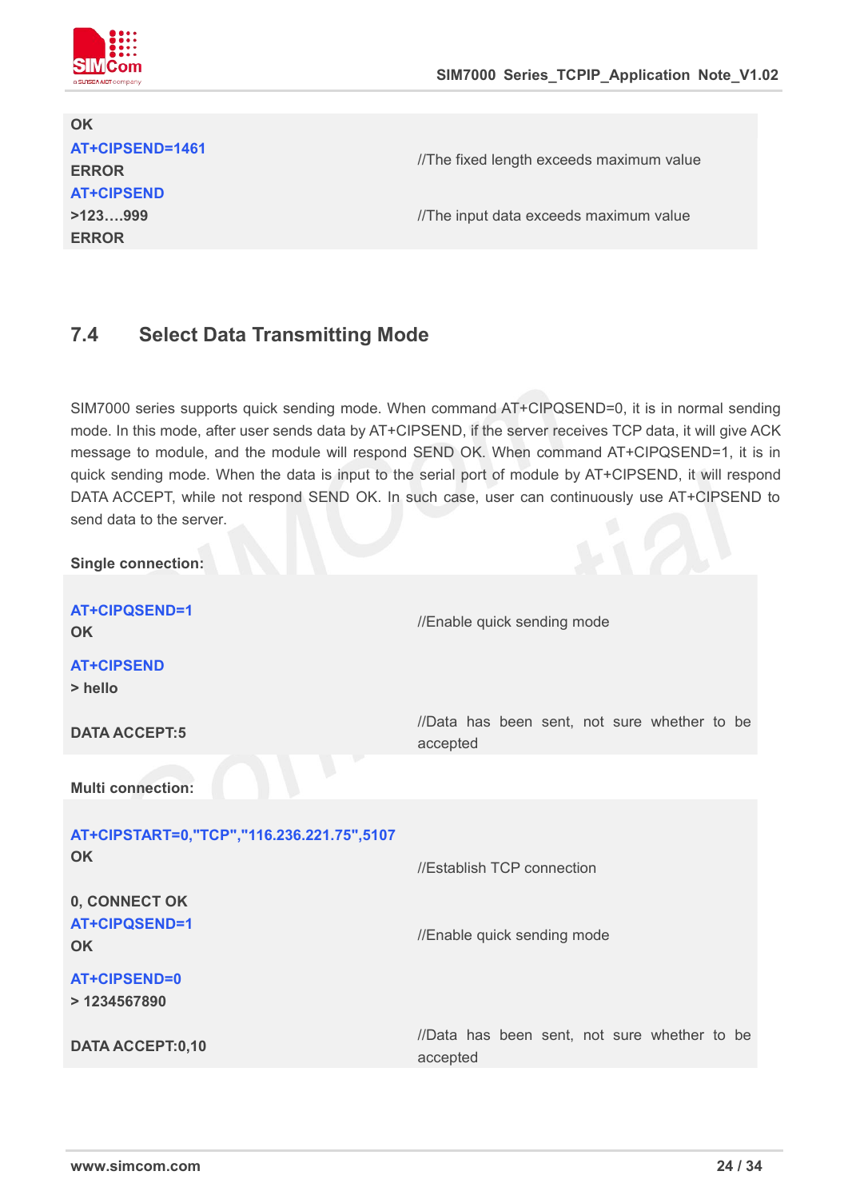| | |
|---|---|
| OK | |
| AT+CIPSEND=1461 | //The fixed length exceeds maximum value |
| ERROR | |
| AT+CIPSEND | |
| >123….999 | //The input data exceeds maximum value |
| ERROR | |

## 7.4 Select Data Transmitting Mode

SIM7000 series supports quick sending mode. When command AT+CIPQSEND=0, it is in normal sending mode. In this mode, after user sends data by AT+CIPSEND, if the server receives TCP data, it will give ACK message to module, and the module will respond SEND OK. When command AT+CIPQSEND=1, it is in quick sending mode. When the data is input to the serial port of module by AT+CIPSEND, it will respond DATA ACCEPT, while not respond SEND OK. In such case, user can continuously use AT+CIPSEND to send data to the server.

**Single connection:**

| | |
|---|---|
| AT+CIPQSEND=1 | //Enable quick sending mode |
| OK | |
| AT+CIPSEND | |
| > hello | |
| DATA ACCEPT:5 | //Data has been sent, not sure whether to be accepted |

**Multi connection:**

| | |
|---|---|
| AT+CIPSTART=0,"TCP","116.236.221.75",5107 | |
| OK | //Establish TCP connection |
| 0, CONNECT OK | |
| AT+CIPQSEND=1 | //Enable quick sending mode |
| OK | |
| AT+CIPSEND=0 | |
| > 1234567890 | |
| DATA ACCEPT:0,10 | //Data has been sent, not sure whether to be accepted |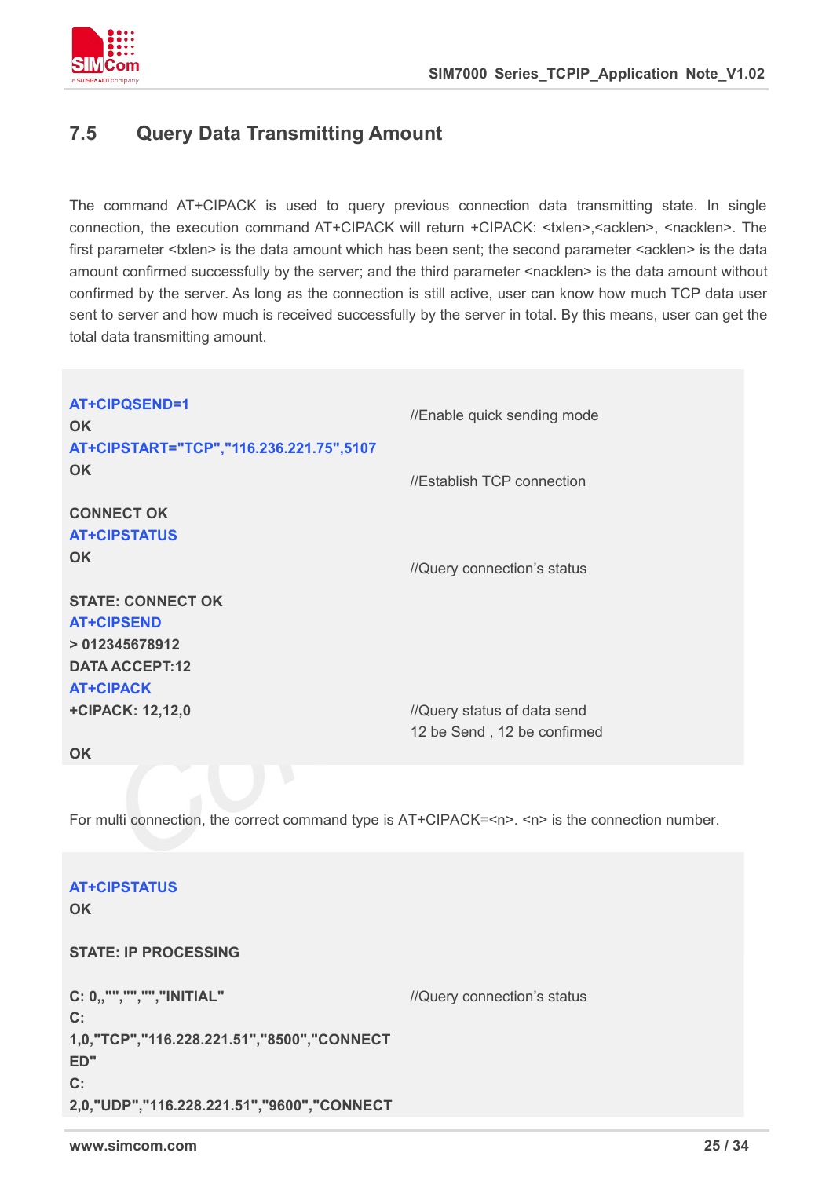## 7.5 Query Data Transmitting Amount

The command AT+CIPACK is used to query previous connection data transmitting state. In single connection, the execution command AT+CIPACK will return +CIPACK: <txlen>,<acklen>, <nacklen>. The first parameter <txlen> is the data amount which has been sent; the second parameter <acklen> is the data amount confirmed successfully by the server; and the third parameter <nacklen> is the data amount without confirmed by the server. As long as the connection is still active, user can know how much TCP data user sent to server and how much is received successfully by the server in total. By this means, user can get the total data transmitting amount.

```
AT+CIPQSEND=1                                   //Enable quick sending mode
OK
AT+CIPSTART="TCP","116.236.221.75",5107
OK                                              //Establish TCP connection

CONNECT OK
AT+CIPSTATUS
OK                                              //Query connection's status

STATE: CONNECT OK
AT+CIPSEND
> 012345678912
DATA ACCEPT:12
AT+CIPACK
+CIPACK: 12,12,0                                //Query status of data send
                                                12 be Send , 12 be confirmed
OK
```

For multi connection, the correct command type is AT+CIPACK=<n>. <n> is the connection number.

```
AT+CIPSTATUS
OK

STATE: IP PROCESSING

C: 0,,"","","","INITIAL"                        //Query connection's status
C:
1,0,"TCP","116.228.221.51","8500","CONNECT
ED"
C:
2,0,"UDP","116.228.221.51","9600","CONNECT
```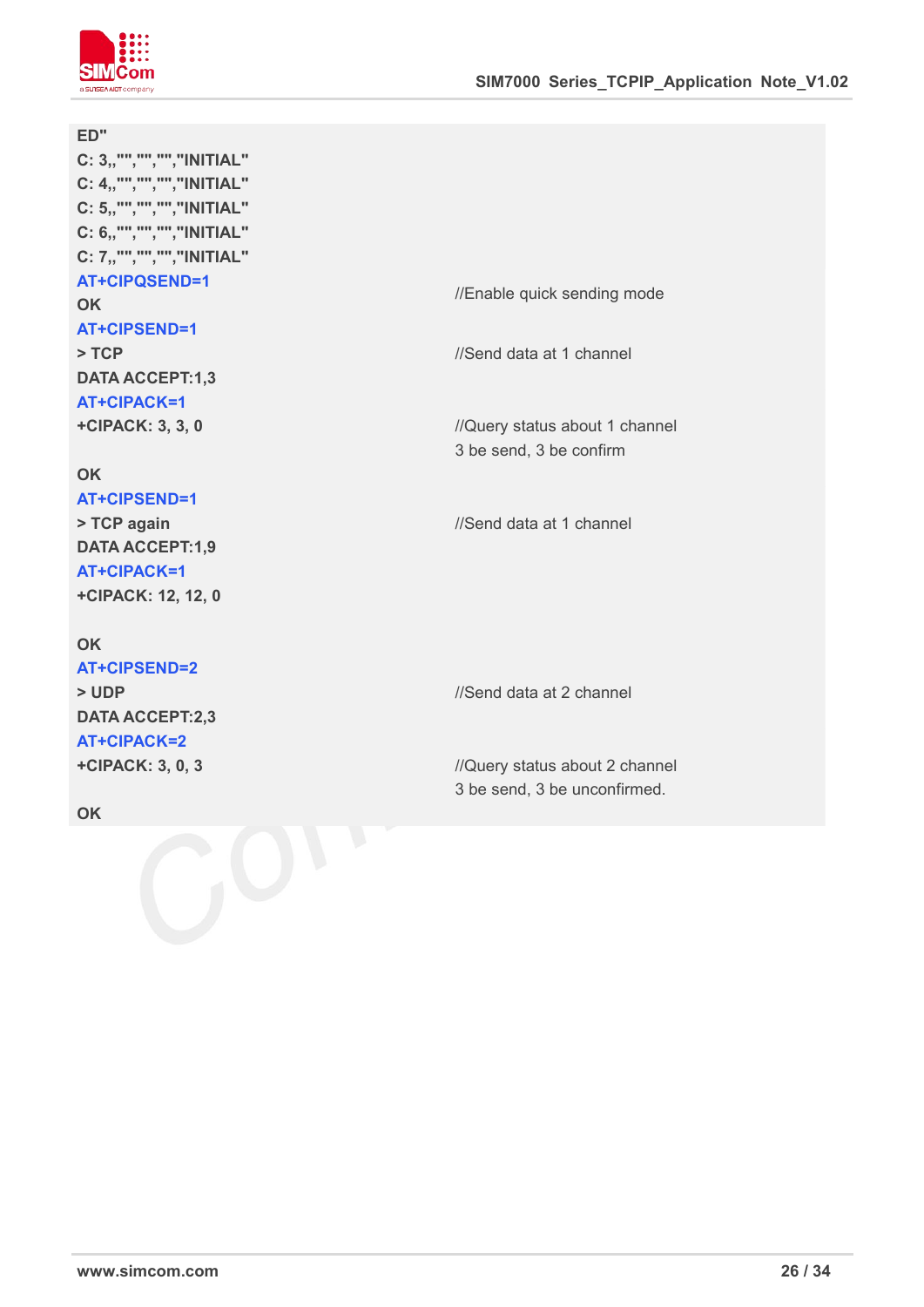```
ED"
C: 3,,"","","","INITIAL"
C: 4,,"","","","INITIAL"
C: 5,,"","","","INITIAL"
C: 6,,"","","","INITIAL"
C: 7,,"","","","INITIAL"
AT+CIPQSEND=1                                //Enable quick sending mode
OK
AT+CIPSEND=1
> TCP                                        //Send data at 1 channel
DATA ACCEPT:1,3
AT+CIPACK=1
+CIPACK: 3, 3, 0                             //Query status about 1 channel
                                             3 be send, 3 be confirm
OK
AT+CIPSEND=1
> TCP again                                  //Send data at 1 channel
DATA ACCEPT:1,9
AT+CIPACK=1
+CIPACK: 12, 12, 0

OK
AT+CIPSEND=2
> UDP                                        //Send data at 2 channel
DATA ACCEPT:2,3
AT+CIPACK=2
+CIPACK: 3, 0, 3                             //Query status about 2 channel
                                             3 be send, 3 be unconfirmed.
OK
```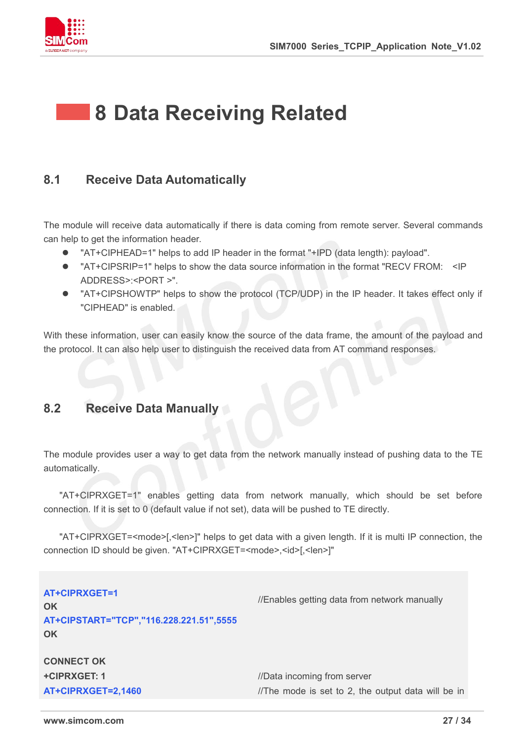# 8 Data Receiving Related

## 8.1 Receive Data Automatically

The module will receive data automatically if there is data coming from remote server. Several commands can help to get the information header.

- "AT+CIPHEAD=1" helps to add IP header in the format "+IPD (data length): payload".
- "AT+CIPSRIP=1" helps to show the data source information in the format "RECV FROM: <IP ADDRESS>:<PORT >".
- "AT+CIPSHOWTP" helps to show the protocol (TCP/UDP) in the IP header. It takes effect only if "CIPHEAD" is enabled.

With these information, user can easily know the source of the data frame, the amount of the payload and the protocol. It can also help user to distinguish the received data from AT command responses.

## 8.2 Receive Data Manually

The module provides user a way to get data from the network manually instead of pushing data to the TE automatically.

"AT+CIPRXGET=1" enables getting data from network manually, which should be set before connection. If it is set to 0 (default value if not set), data will be pushed to TE directly.

"AT+CIPRXGET=<mode>[,<len>]" helps to get data with a given length. If it is multi IP connection, the connection ID should be given. "AT+CIPRXGET=<mode>,<id>[,<len>]"

```
AT+CIPRXGET=1                                //Enables getting data from network manually
OK
AT+CIPSTART="TCP","116.228.221.51",5555
OK

CONNECT OK
+CIPRXGET: 1                                 //Data incoming from server
AT+CIPRXGET=2,1460                           //The mode is set to 2, the output data will be in
```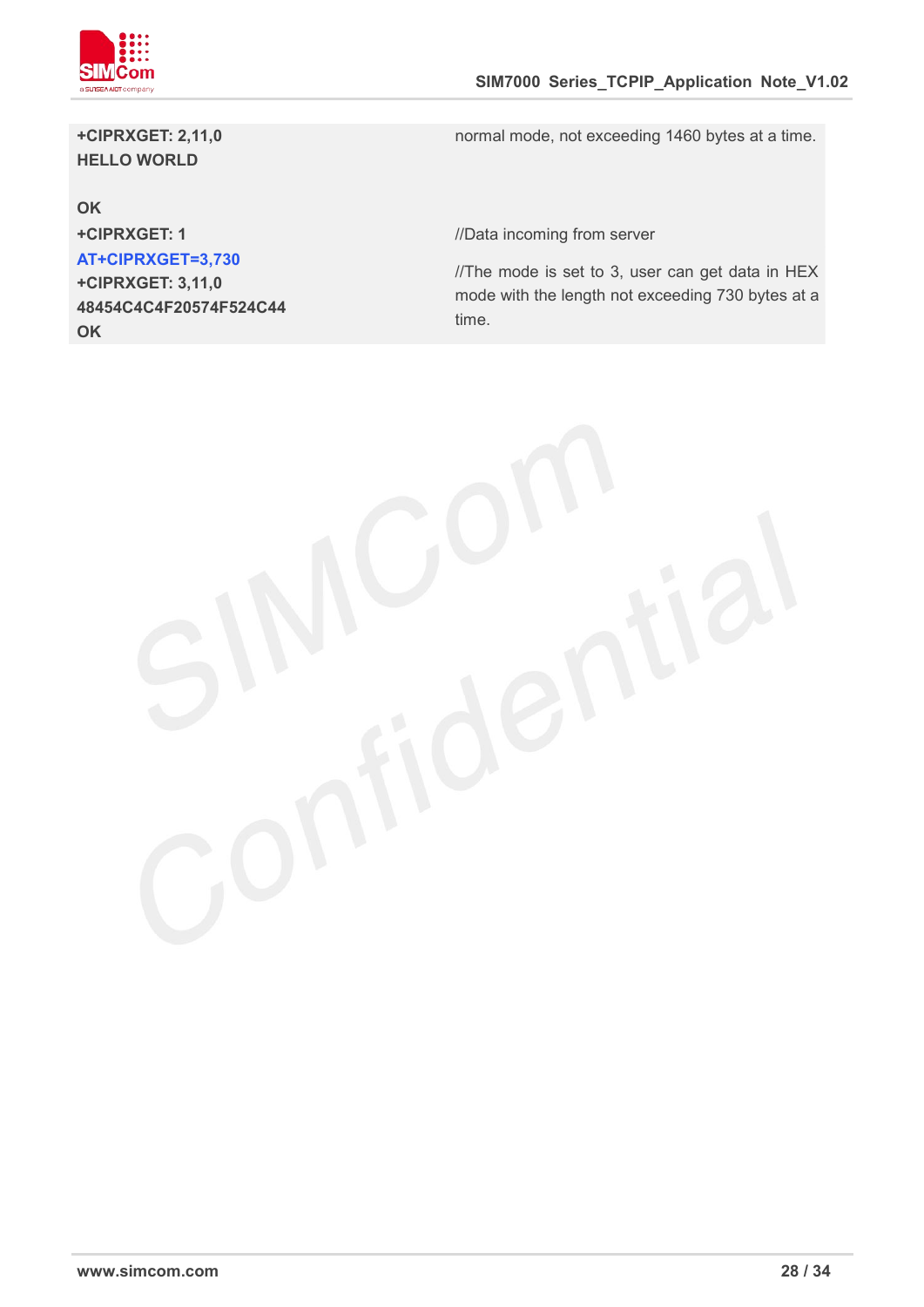| | |
|---|---|
| **+CIPRXGET: 2,11,0**<br>**HELLO WORLD**<br><br>**OK** | normal mode, not exceeding 1460 bytes at a time. |
| **+CIPRXGET: 1** | //Data incoming from server |
| **AT+CIPRXGET=3,730**<br>**+CIPRXGET: 3,11,0**<br>**48454C4C4F20574F524C44**<br>**OK** | //The mode is set to 3, user can get data in HEX mode with the length not exceeding 730 bytes at a time. |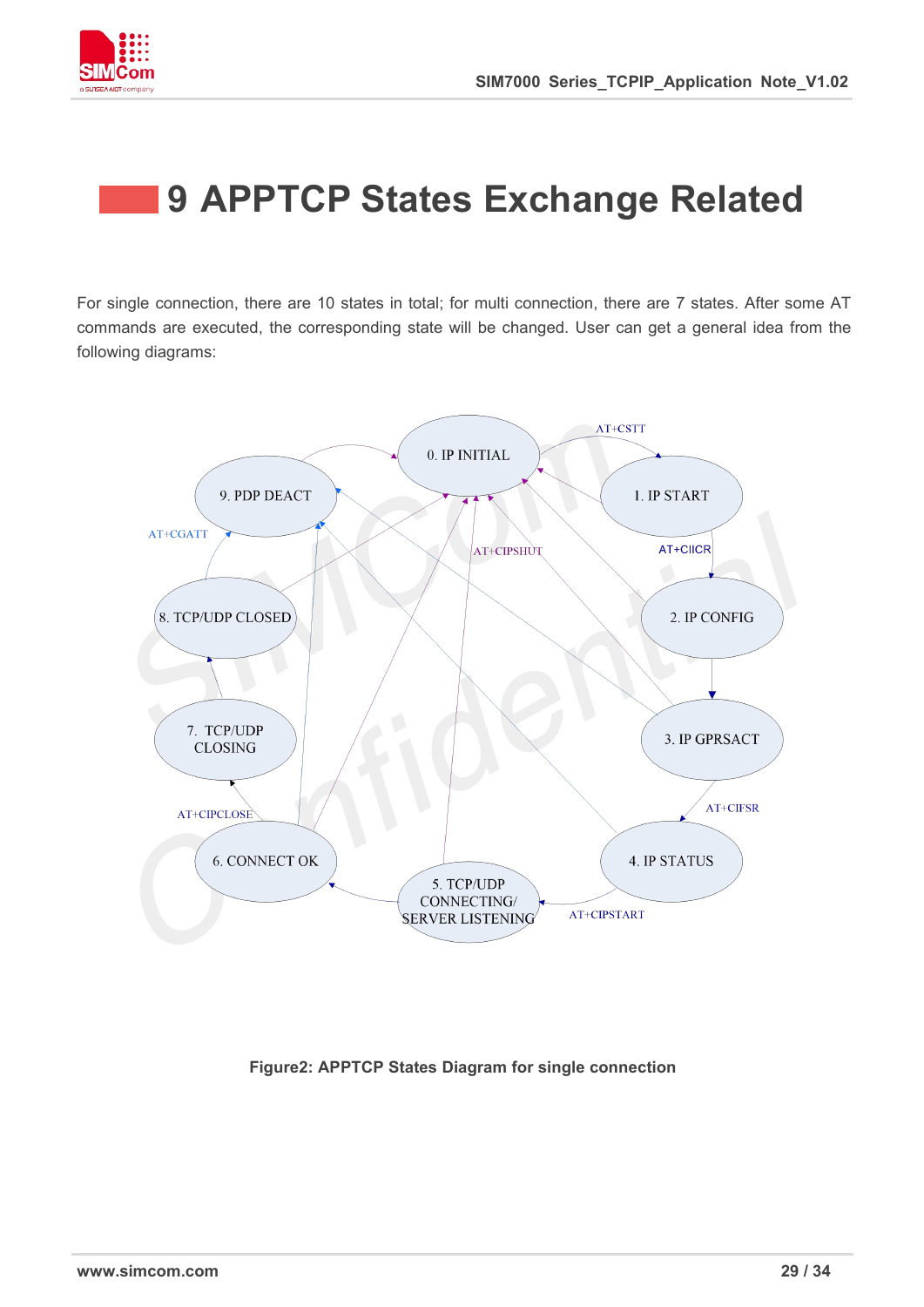# 9 APPTCP States Exchange Related

For single connection, there are 10 states in total; for multi connection, there are 7 states. After some AT commands are executed, the corresponding state will be changed. User can get a general idea from the following diagrams:

0. IP INITIAL

1. IP START

2. IP CONFIG

3. IP GPRSACT

4. IP STATUS

5. TCP/UDP CONNECTING/ SERVER LISTENING

6. CONNECT OK

7. TCP/UDP CLOSING

8. TCP/UDP CLOSED

9. PDP DEACT

AT+CSTT

AT+CIICR

AT+CIFSR

AT+CIPSTART

AT+CIPCLOSE

AT+CGATT

AT+CIPSHUT

**Figure2: APPTCP States Diagram for single connection**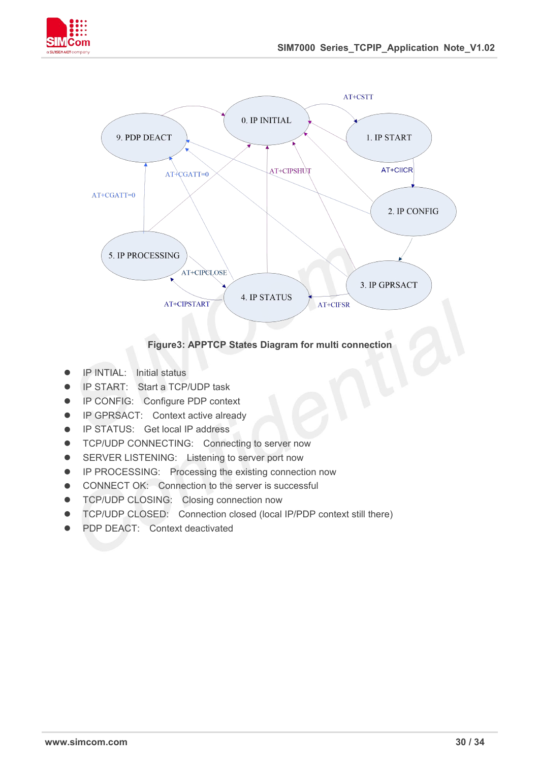**Figure3: APPTCP States Diagram for multi connection**

- IP INTIAL:  Initial status
- IP START:  Start a TCP/UDP task
- IP CONFIG:  Configure PDP context
- IP GPRSACT:  Context active already
- IP STATUS:  Get local IP address
- TCP/UDP CONNECTING:  Connecting to server now
- SERVER LISTENING:  Listening to server port now
- IP PROCESSING:  Processing the existing connection now
- CONNECT OK:  Connection to the server is successful
- TCP/UDP CLOSING:  Closing connection now
- TCP/UDP CLOSED:  Connection closed (local IP/PDP context still there)
- PDP DEACT:  Context deactivated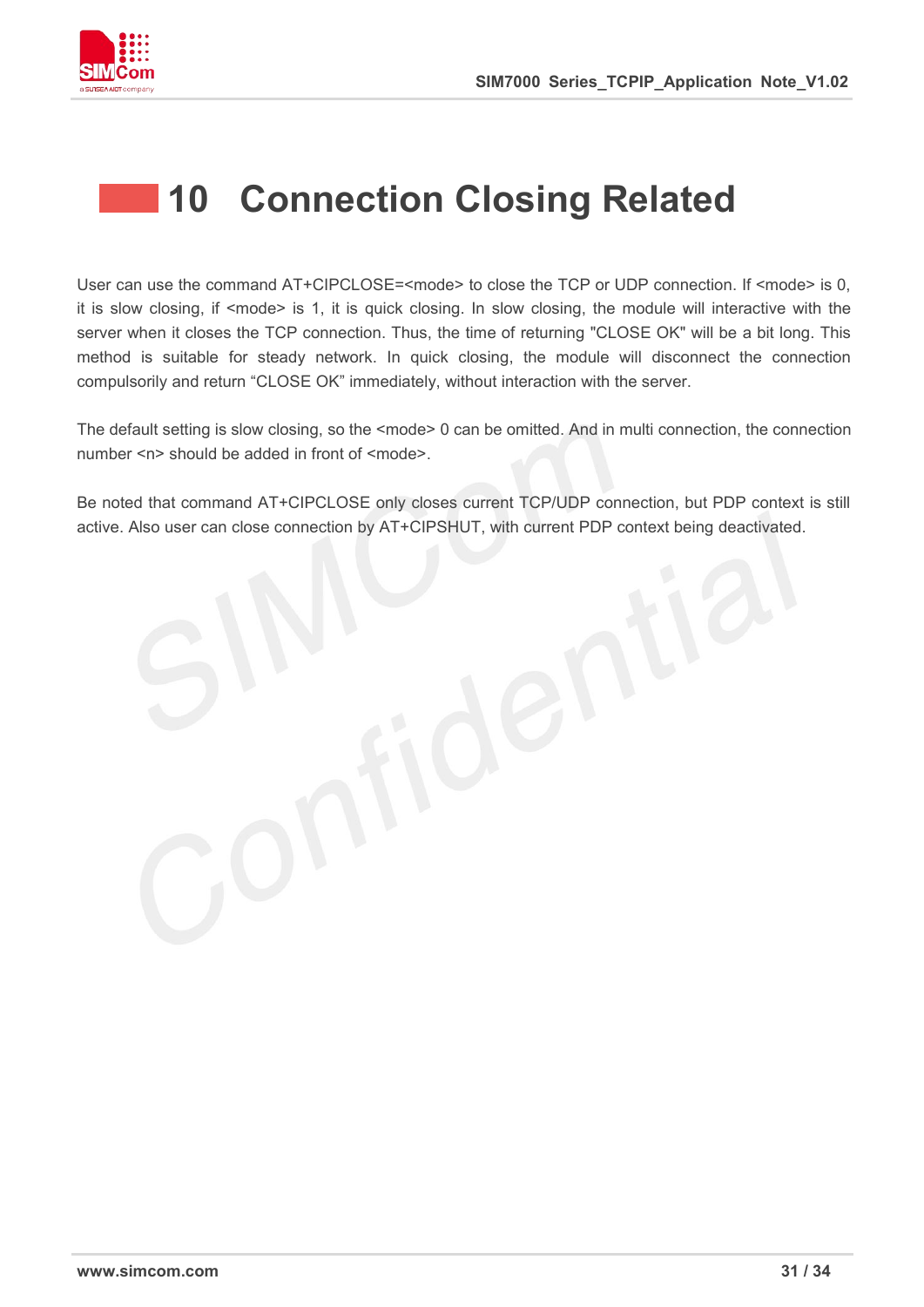# 10 Connection Closing Related

User can use the command AT+CIPCLOSE=<mode> to close the TCP or UDP connection. If <mode> is 0, it is slow closing, if <mode> is 1, it is quick closing. In slow closing, the module will interactive with the server when it closes the TCP connection. Thus, the time of returning "CLOSE OK" will be a bit long. This method is suitable for steady network. In quick closing, the module will disconnect the connection compulsorily and return “CLOSE OK” immediately, without interaction with the server.

The default setting is slow closing, so the <mode> 0 can be omitted. And in multi connection, the connection number <n> should be added in front of <mode>.

Be noted that command AT+CIPCLOSE only closes current TCP/UDP connection, but PDP context is still active. Also user can close connection by AT+CIPSHUT, with current PDP context being deactivated.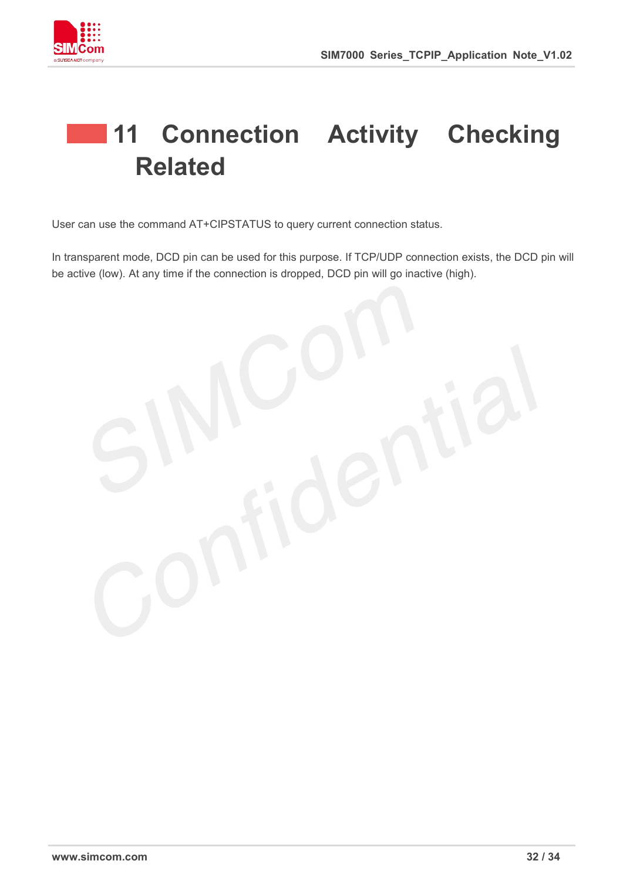# 11 Connection Activity Checking Related

User can use the command AT+CIPSTATUS to query current connection status.

In transparent mode, DCD pin can be used for this purpose. If TCP/UDP connection exists, the DCD pin will be active (low). At any time if the connection is dropped, DCD pin will go inactive (high).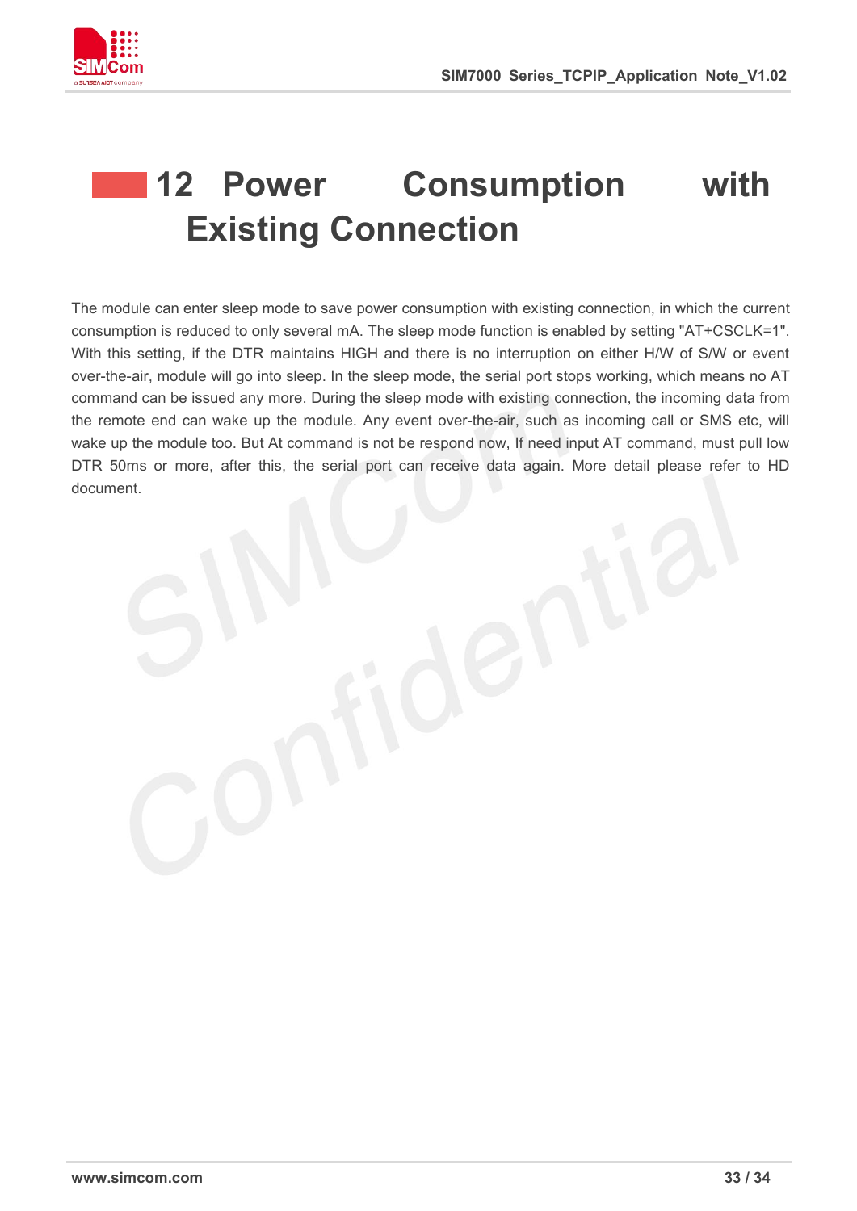# 12 Power Consumption with Existing Connection

The module can enter sleep mode to save power consumption with existing connection, in which the current consumption is reduced to only several mA. The sleep mode function is enabled by setting "AT+CSCLK=1". With this setting, if the DTR maintains HIGH and there is no interruption on either H/W of S/W or event over-the-air, module will go into sleep. In the sleep mode, the serial port stops working, which means no AT command can be issued any more. During the sleep mode with existing connection, the incoming data from the remote end can wake up the module. Any event over-the-air, such as incoming call or SMS etc, will wake up the module too. But At command is not be respond now, If need input AT command, must pull low DTR 50ms or more, after this, the serial port can receive data again. More detail please refer to HD document.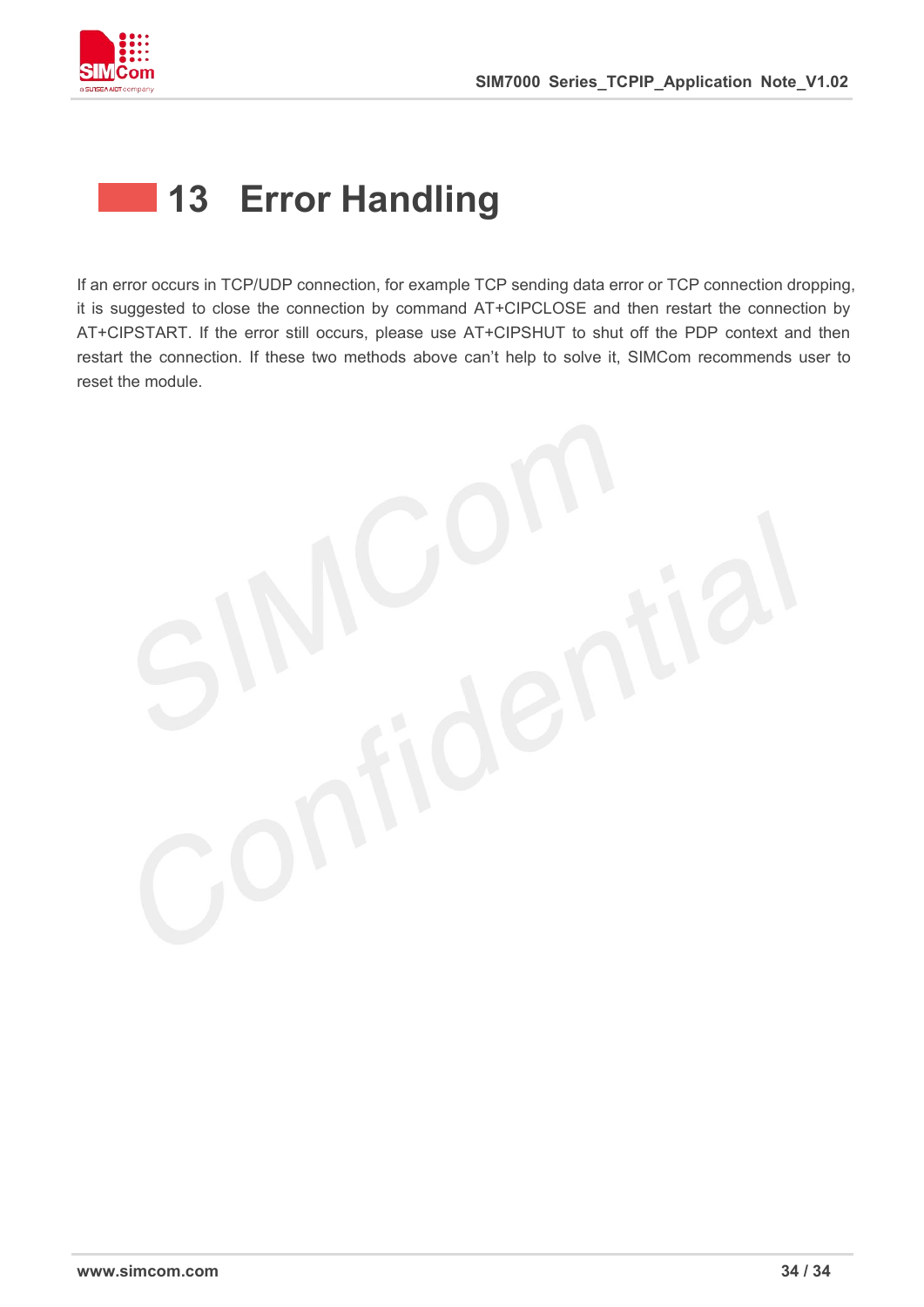# 13 Error Handling

If an error occurs in TCP/UDP connection, for example TCP sending data error or TCP connection dropping, it is suggested to close the connection by command AT+CIPCLOSE and then restart the connection by AT+CIPSTART. If the error still occurs, please use AT+CIPSHUT to shut off the PDP context and then restart the connection. If these two methods above can't help to solve it, SIMCom recommends user to reset the module.